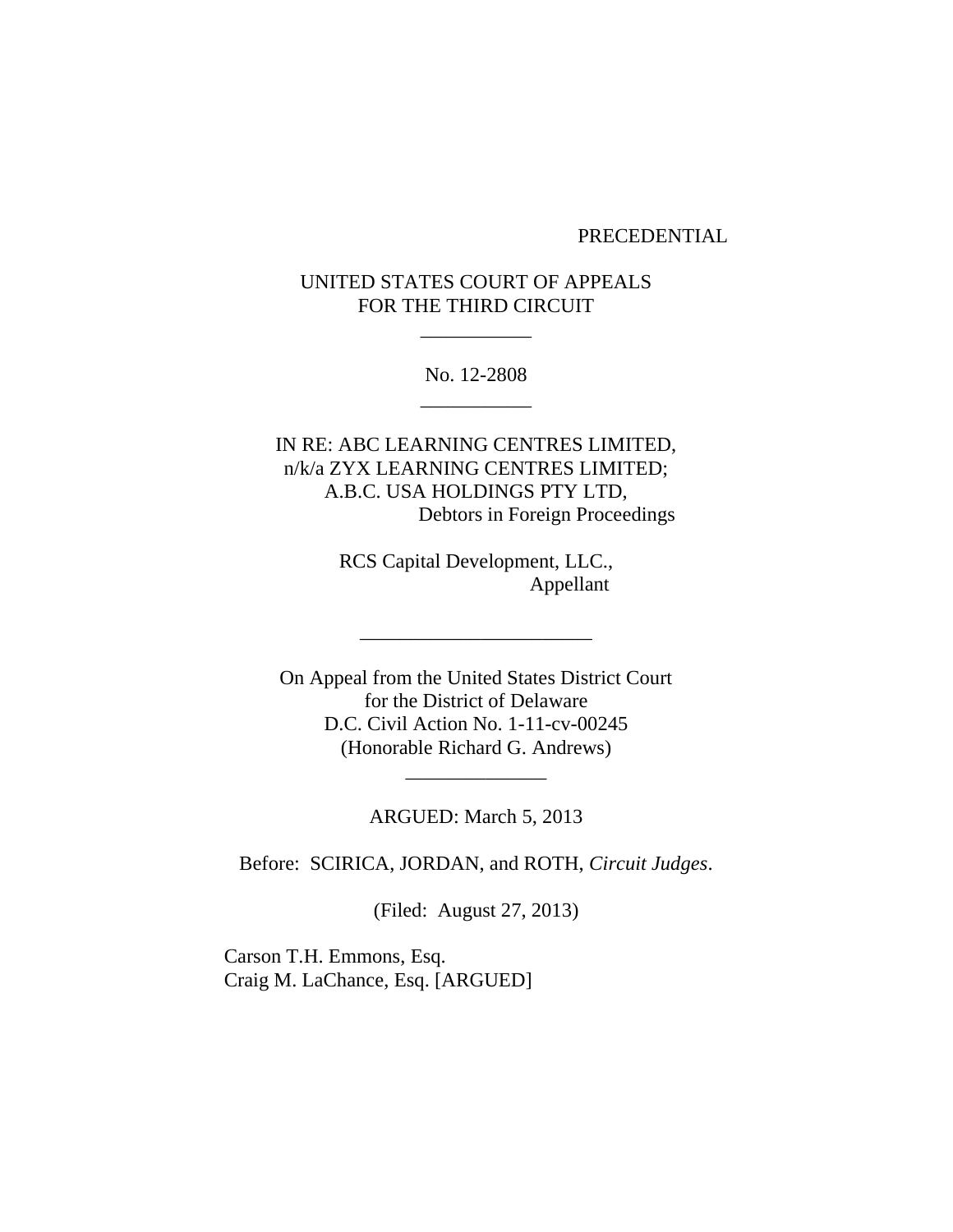PRECEDENTIAL

UNITED STATES COURT OF APPEALS
FOR THE THIRD CIRCUIT

---

No. 12-2808

---

IN RE: ABC LEARNING CENTRES LIMITED,
n/k/a ZYX LEARNING CENTRES LIMITED;
A.B.C. USA HOLDINGS PTY LTD,
Debtors in Foreign Proceedings

RCS Capital Development, LLC.,
Appellant

---

On Appeal from the United States District Court
for the District of Delaware
D.C. Civil Action No. 1-11-cv-00245
(Honorable Richard G. Andrews)

---

ARGUED: March 5, 2013

Before: SCIRICA, JORDAN, and ROTH, *Circuit Judges*.

(Filed: August 27, 2013)

Carson T.H. Emmons, Esq.
Craig M. LaChance, Esq. [ARGUED]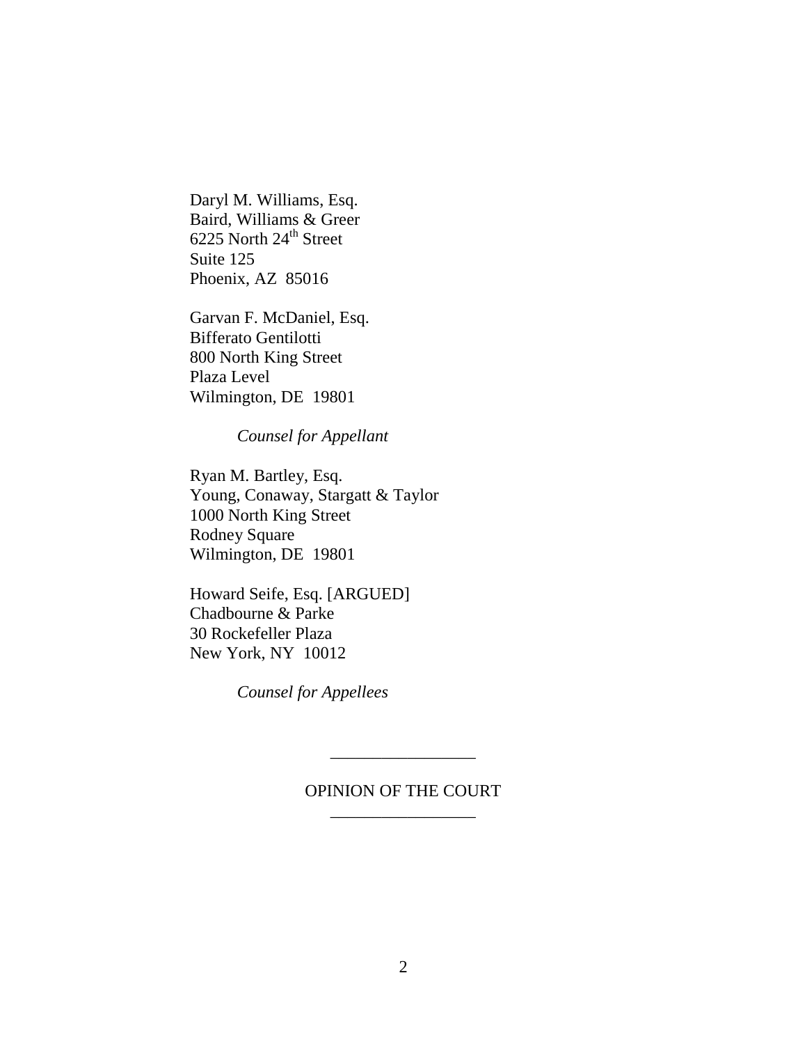Daryl M. Williams, Esq.
Baird, Williams & Greer
6225 North 24th Street
Suite 125
Phoenix, AZ 85016

Garvan F. McDaniel, Esq.
Bifferato Gentilotti
800 North King Street
Plaza Level
Wilmington, DE 19801

*Counsel for Appellant*

Ryan M. Bartley, Esq.
Young, Conaway, Stargatt & Taylor
1000 North King Street
Rodney Square
Wilmington, DE 19801

Howard Seife, Esq. [ARGUED]
Chadbourne & Parke
30 Rockefeller Plaza
New York, NY 10012

*Counsel for Appellees*

---

OPINION OF THE COURT

---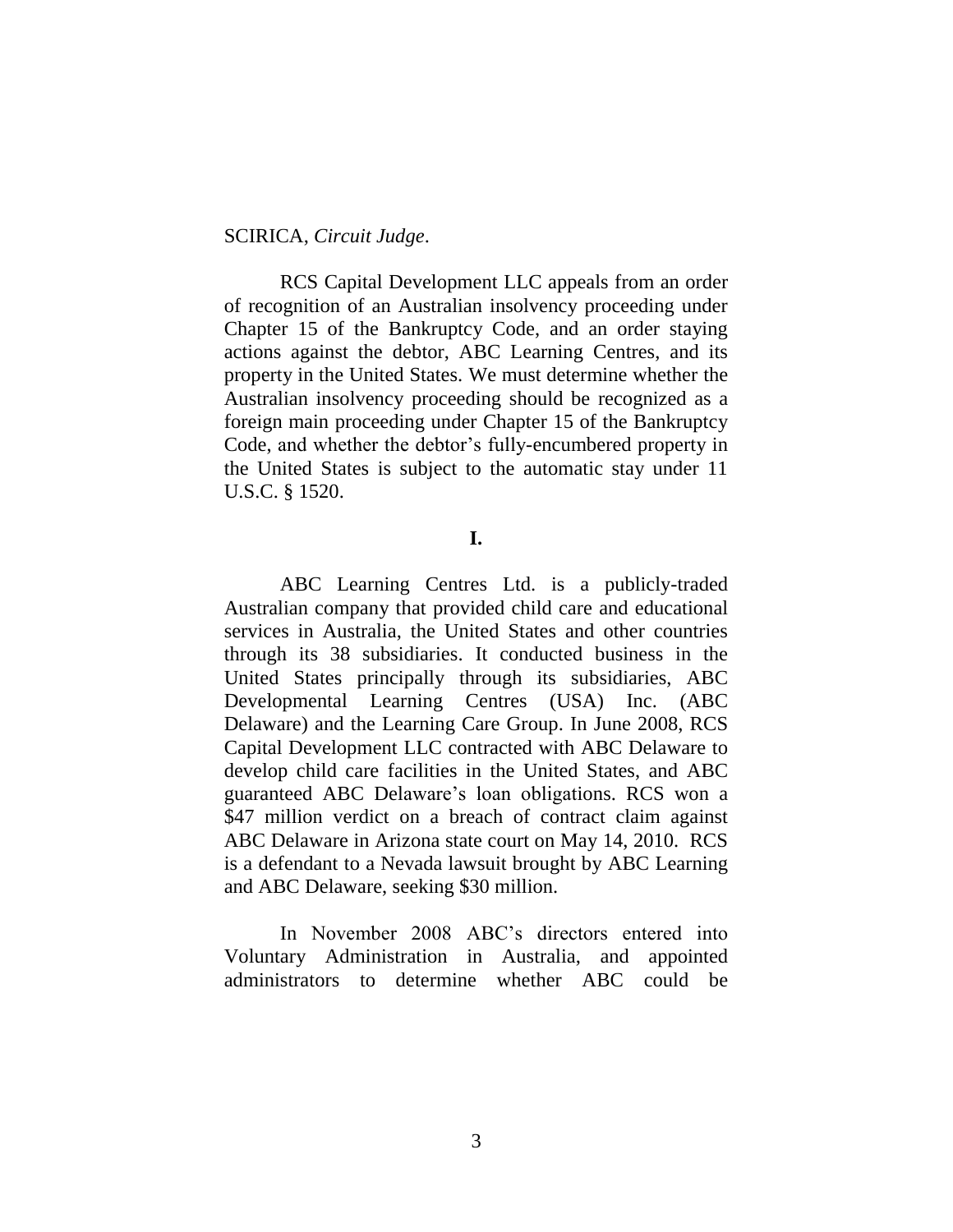SCIRICA, *Circuit Judge*.

RCS Capital Development LLC appeals from an order of recognition of an Australian insolvency proceeding under Chapter 15 of the Bankruptcy Code, and an order staying actions against the debtor, ABC Learning Centres, and its property in the United States. We must determine whether the Australian insolvency proceeding should be recognized as a foreign main proceeding under Chapter 15 of the Bankruptcy Code, and whether the debtor's fully-encumbered property in the United States is subject to the automatic stay under 11 U.S.C. § 1520.

**I.**

ABC Learning Centres Ltd. is a publicly-traded Australian company that provided child care and educational services in Australia, the United States and other countries through its 38 subsidiaries. It conducted business in the United States principally through its subsidiaries, ABC Developmental Learning Centres (USA) Inc. (ABC Delaware) and the Learning Care Group. In June 2008, RCS Capital Development LLC contracted with ABC Delaware to develop child care facilities in the United States, and ABC guaranteed ABC Delaware's loan obligations. RCS won a \$47 million verdict on a breach of contract claim against ABC Delaware in Arizona state court on May 14, 2010. RCS is a defendant to a Nevada lawsuit brought by ABC Learning and ABC Delaware, seeking \$30 million.

In November 2008 ABC's directors entered into Voluntary Administration in Australia, and appointed administrators to determine whether ABC could be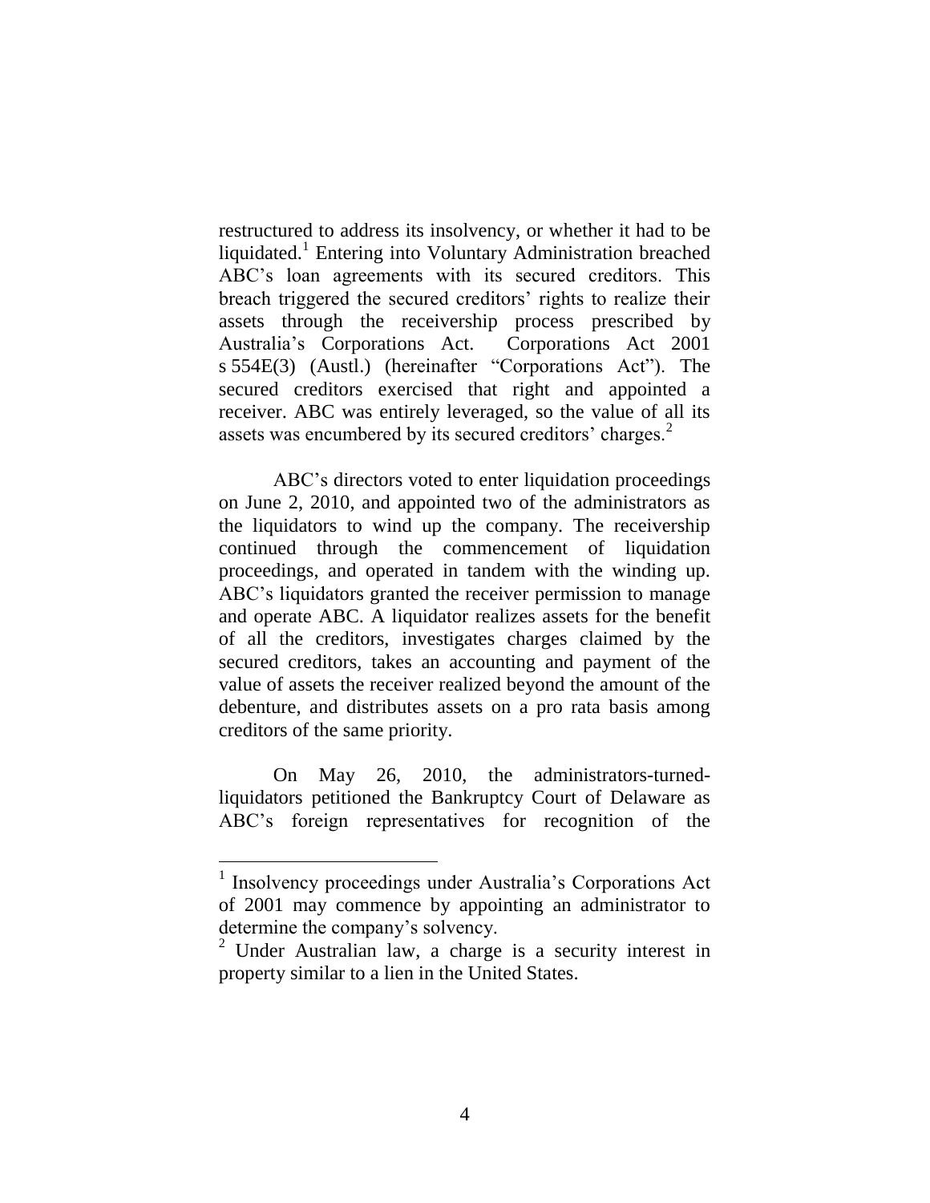restructured to address its insolvency, or whether it had to be liquidated.[1] Entering into Voluntary Administration breached ABC's loan agreements with its secured creditors. This breach triggered the secured creditors' rights to realize their assets through the receivership process prescribed by Australia's Corporations Act. Corporations Act 2001 s 554E(3) (Austl.) (hereinafter "Corporations Act"). The secured creditors exercised that right and appointed a receiver. ABC was entirely leveraged, so the value of all its assets was encumbered by its secured creditors' charges.[2]

ABC's directors voted to enter liquidation proceedings on June 2, 2010, and appointed two of the administrators as the liquidators to wind up the company. The receivership continued through the commencement of liquidation proceedings, and operated in tandem with the winding up. ABC's liquidators granted the receiver permission to manage and operate ABC. A liquidator realizes assets for the benefit of all the creditors, investigates charges claimed by the secured creditors, takes an accounting and payment of the value of assets the receiver realized beyond the amount of the debenture, and distributes assets on a pro rata basis among creditors of the same priority.

On May 26, 2010, the administrators-turned-liquidators petitioned the Bankruptcy Court of Delaware as ABC's foreign representatives for recognition of the

---

[1] Insolvency proceedings under Australia's Corporations Act of 2001 may commence by appointing an administrator to determine the company's solvency.

[2] Under Australian law, a charge is a security interest in property similar to a lien in the United States.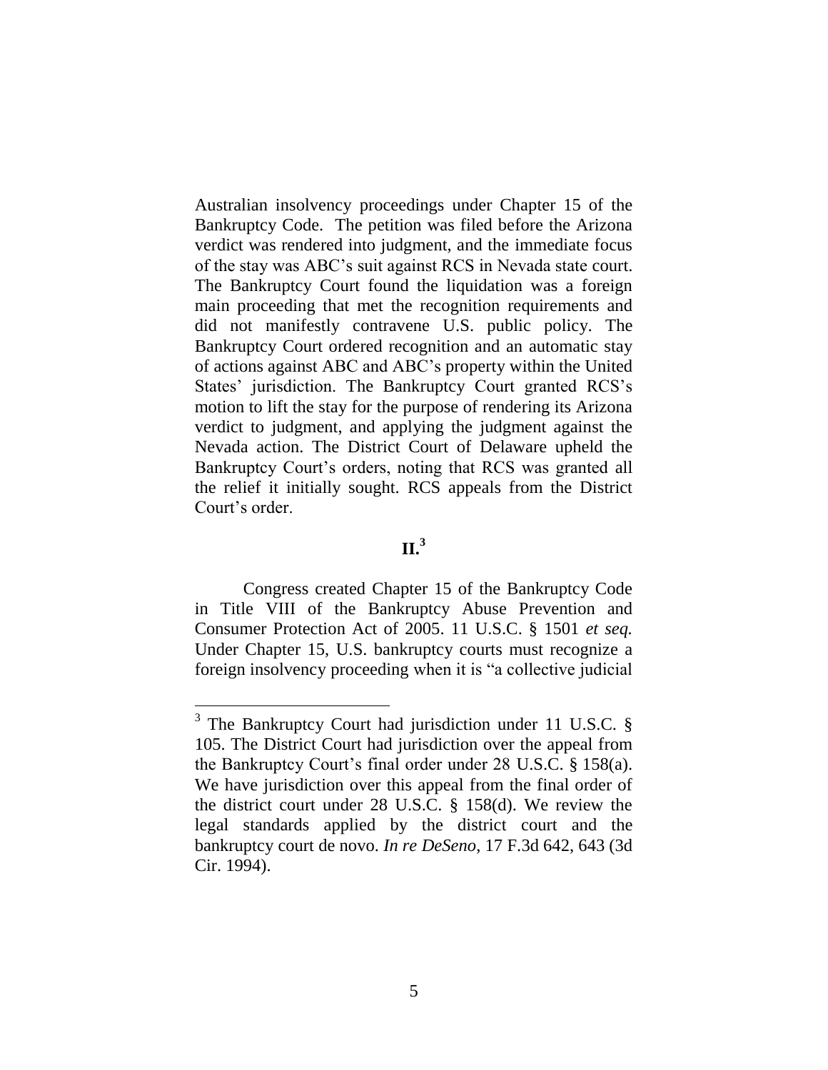Australian insolvency proceedings under Chapter 15 of the Bankruptcy Code. The petition was filed before the Arizona verdict was rendered into judgment, and the immediate focus of the stay was ABC's suit against RCS in Nevada state court. The Bankruptcy Court found the liquidation was a foreign main proceeding that met the recognition requirements and did not manifestly contravene U.S. public policy. The Bankruptcy Court ordered recognition and an automatic stay of actions against ABC and ABC's property within the United States' jurisdiction. The Bankruptcy Court granted RCS's motion to lift the stay for the purpose of rendering its Arizona verdict to judgment, and applying the judgment against the Nevada action. The District Court of Delaware upheld the Bankruptcy Court's orders, noting that RCS was granted all the relief it initially sought. RCS appeals from the District Court's order.

## II.[3]

Congress created Chapter 15 of the Bankruptcy Code in Title VIII of the Bankruptcy Abuse Prevention and Consumer Protection Act of 2005. 11 U.S.C. § 1501 *et seq.* Under Chapter 15, U.S. bankruptcy courts must recognize a foreign insolvency proceeding when it is "a collective judicial

---

[3] The Bankruptcy Court had jurisdiction under 11 U.S.C. § 105. The District Court had jurisdiction over the appeal from the Bankruptcy Court's final order under 28 U.S.C. § 158(a). We have jurisdiction over this appeal from the final order of the district court under 28 U.S.C. § 158(d). We review the legal standards applied by the district court and the bankruptcy court de novo. *In re DeSeno*, 17 F.3d 642, 643 (3d Cir. 1994).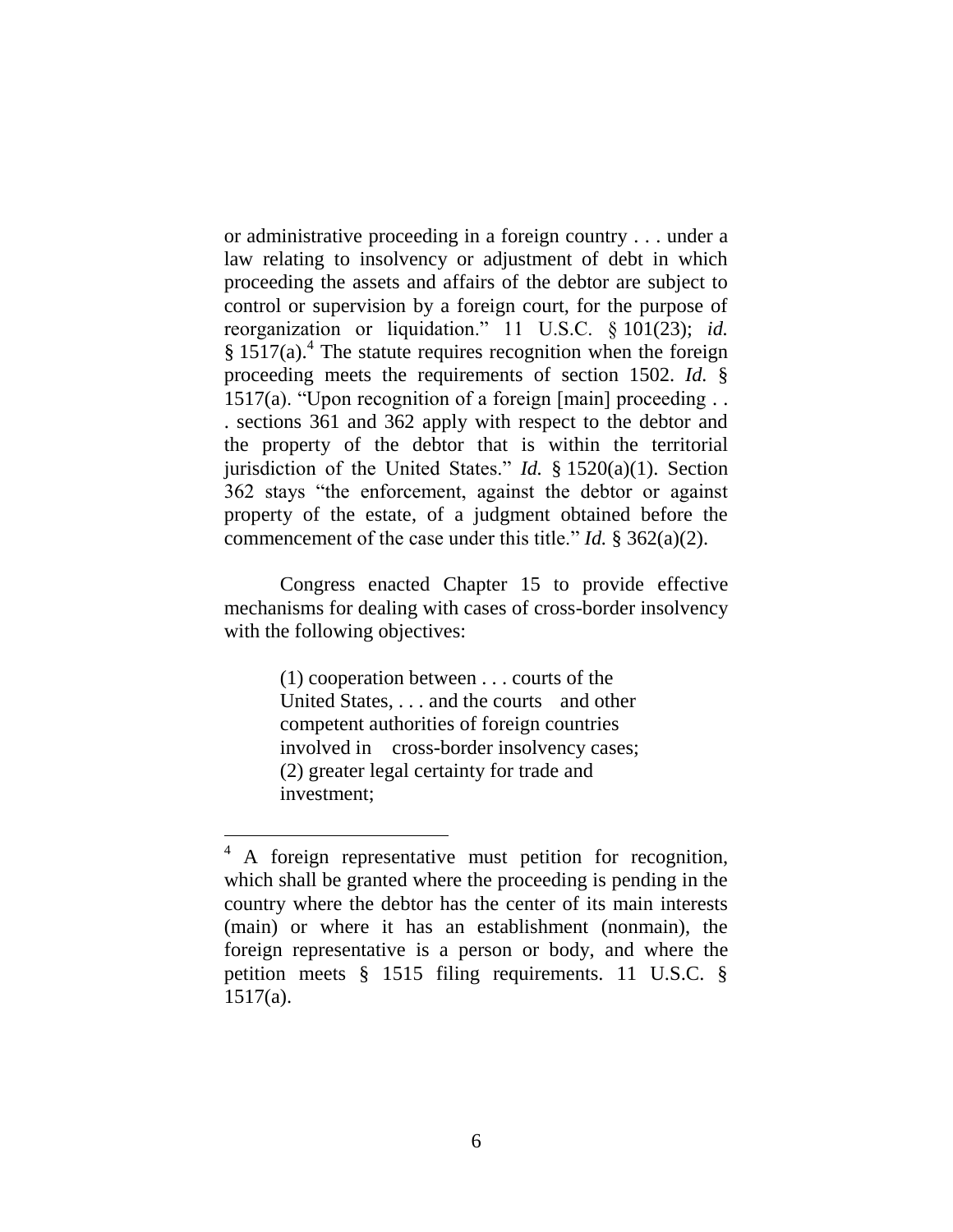or administrative proceeding in a foreign country . . . under a law relating to insolvency or adjustment of debt in which proceeding the assets and affairs of the debtor are subject to control or supervision by a foreign court, for the purpose of reorganization or liquidation." 11 U.S.C. § 101(23); *id.* § 1517(a).[4] The statute requires recognition when the foreign proceeding meets the requirements of section 1502. *Id.* § 1517(a). "Upon recognition of a foreign [main] proceeding . . . sections 361 and 362 apply with respect to the debtor and the property of the debtor that is within the territorial jurisdiction of the United States." *Id.* § 1520(a)(1). Section 362 stays "the enforcement, against the debtor or against property of the estate, of a judgment obtained before the commencement of the case under this title." *Id.* § 362(a)(2).

Congress enacted Chapter 15 to provide effective mechanisms for dealing with cases of cross-border insolvency with the following objectives:

> (1) cooperation between . . . courts of the United States, . . . and the courts and other competent authorities of foreign countries involved in cross-border insolvency cases;
> (2) greater legal certainty for trade and investment;

---

[4] A foreign representative must petition for recognition, which shall be granted where the proceeding is pending in the country where the debtor has the center of its main interests (main) or where it has an establishment (nonmain), the foreign representative is a person or body, and where the petition meets § 1515 filing requirements. 11 U.S.C. § 1517(a).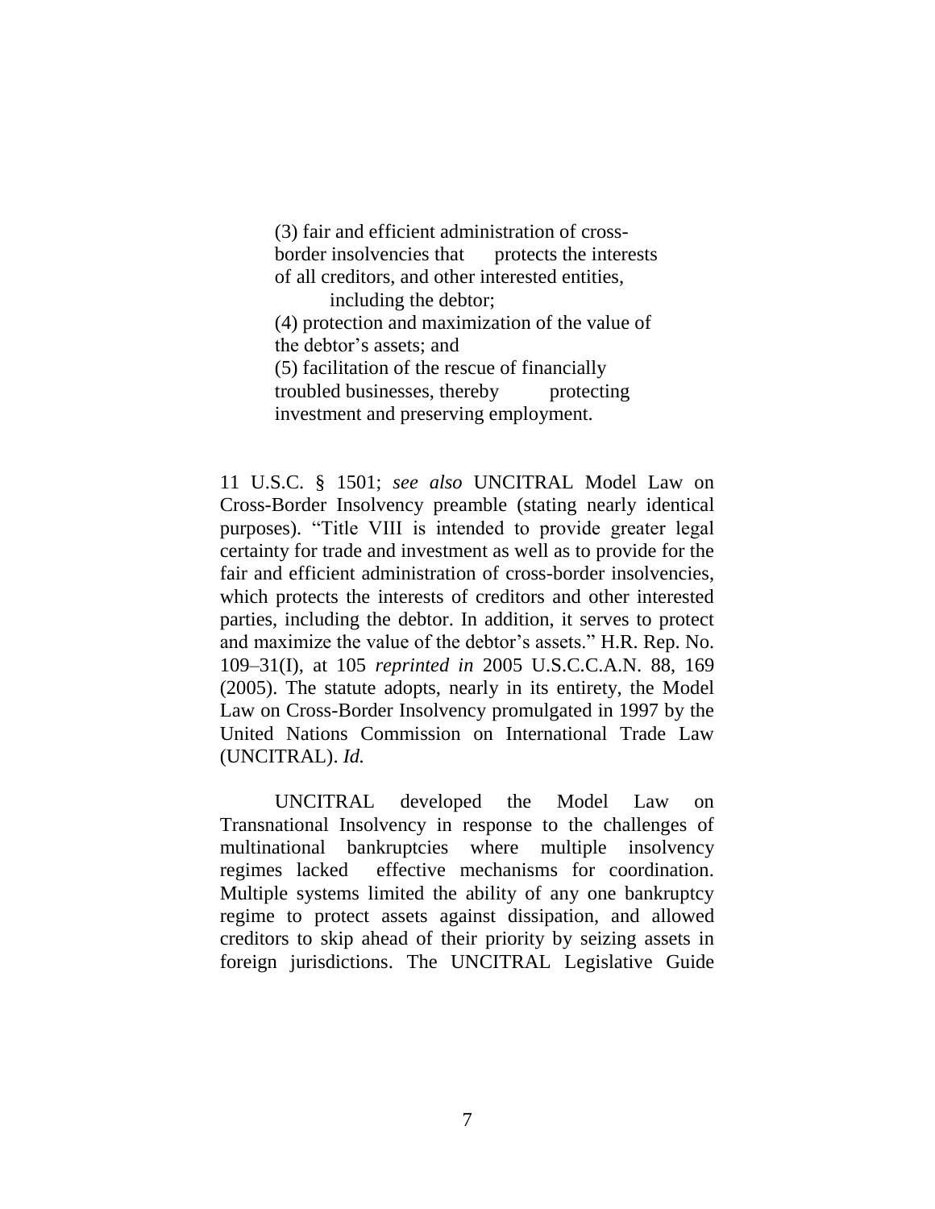> (3) fair and efficient administration of cross-border insolvencies that protects the interests of all creditors, and other interested entities, including the debtor;
>
> (4) protection and maximization of the value of the debtor's assets; and
>
> (5) facilitation of the rescue of financially troubled businesses, thereby protecting investment and preserving employment.

11 U.S.C. § 1501; *see also* UNCITRAL Model Law on Cross-Border Insolvency preamble (stating nearly identical purposes). "Title VIII is intended to provide greater legal certainty for trade and investment as well as to provide for the fair and efficient administration of cross-border insolvencies, which protects the interests of creditors and other interested parties, including the debtor. In addition, it serves to protect and maximize the value of the debtor's assets." H.R. Rep. No. 109–31(I), at 105 *reprinted in* 2005 U.S.C.C.A.N. 88, 169 (2005). The statute adopts, nearly in its entirety, the Model Law on Cross-Border Insolvency promulgated in 1997 by the United Nations Commission on International Trade Law (UNCITRAL). *Id.*

UNCITRAL developed the Model Law on Transnational Insolvency in response to the challenges of multinational bankruptcies where multiple insolvency regimes lacked effective mechanisms for coordination. Multiple systems limited the ability of any one bankruptcy regime to protect assets against dissipation, and allowed creditors to skip ahead of their priority by seizing assets in foreign jurisdictions. The UNCITRAL Legislative Guide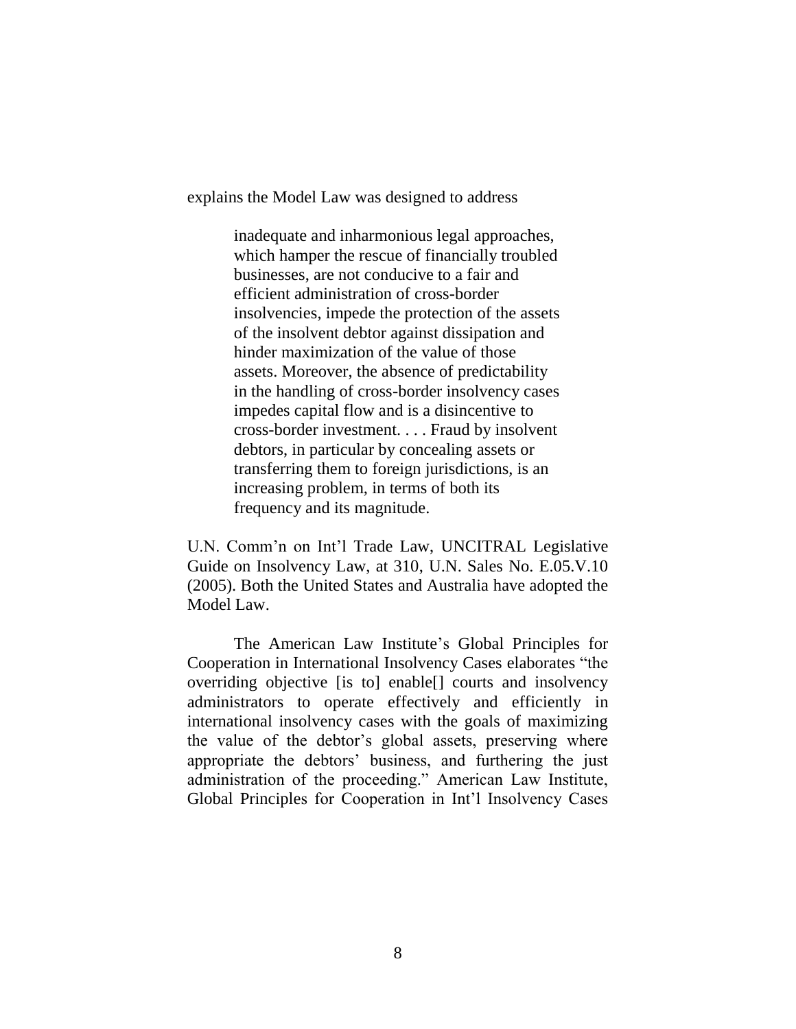explains the Model Law was designed to address

> inadequate and inharmonious legal approaches, which hamper the rescue of financially troubled businesses, are not conducive to a fair and efficient administration of cross-border insolvencies, impede the protection of the assets of the insolvent debtor against dissipation and hinder maximization of the value of those assets. Moreover, the absence of predictability in the handling of cross-border insolvency cases impedes capital flow and is a disincentive to cross-border investment. . . . Fraud by insolvent debtors, in particular by concealing assets or transferring them to foreign jurisdictions, is an increasing problem, in terms of both its frequency and its magnitude.

U.N. Comm'n on Int'l Trade Law, UNCITRAL Legislative Guide on Insolvency Law, at 310, U.N. Sales No. E.05.V.10 (2005). Both the United States and Australia have adopted the Model Law.

The American Law Institute's Global Principles for Cooperation in International Insolvency Cases elaborates "the overriding objective [is to] enable[] courts and insolvency administrators to operate effectively and efficiently in international insolvency cases with the goals of maximizing the value of the debtor's global assets, preserving where appropriate the debtors' business, and furthering the just administration of the proceeding." American Law Institute, Global Principles for Cooperation in Int'l Insolvency Cases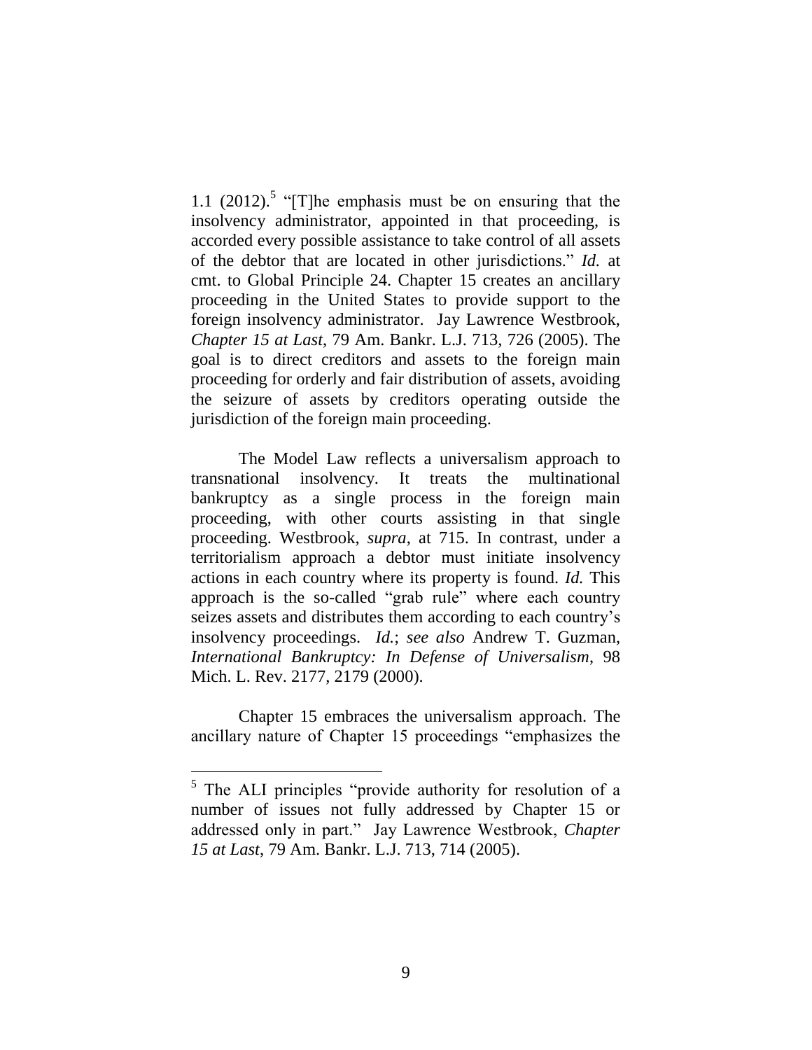1.1 (2012).[5] "[T]he emphasis must be on ensuring that the insolvency administrator, appointed in that proceeding, is accorded every possible assistance to take control of all assets of the debtor that are located in other jurisdictions." *Id.* at cmt. to Global Principle 24. Chapter 15 creates an ancillary proceeding in the United States to provide support to the foreign insolvency administrator. Jay Lawrence Westbrook, *Chapter 15 at Last*, 79 Am. Bankr. L.J. 713, 726 (2005). The goal is to direct creditors and assets to the foreign main proceeding for orderly and fair distribution of assets, avoiding the seizure of assets by creditors operating outside the jurisdiction of the foreign main proceeding.

The Model Law reflects a universalism approach to transnational insolvency. It treats the multinational bankruptcy as a single process in the foreign main proceeding, with other courts assisting in that single proceeding. Westbrook, *supra*, at 715. In contrast, under a territorialism approach a debtor must initiate insolvency actions in each country where its property is found. *Id.* This approach is the so-called "grab rule" where each country seizes assets and distributes them according to each country's insolvency proceedings. *Id.*; *see also* Andrew T. Guzman, *International Bankruptcy: In Defense of Universalism*, 98 Mich. L. Rev. 2177, 2179 (2000).

Chapter 15 embraces the universalism approach. The ancillary nature of Chapter 15 proceedings "emphasizes the

---

[5] The ALI principles "provide authority for resolution of a number of issues not fully addressed by Chapter 15 or addressed only in part." Jay Lawrence Westbrook, *Chapter 15 at Last*, 79 Am. Bankr. L.J. 713, 714 (2005).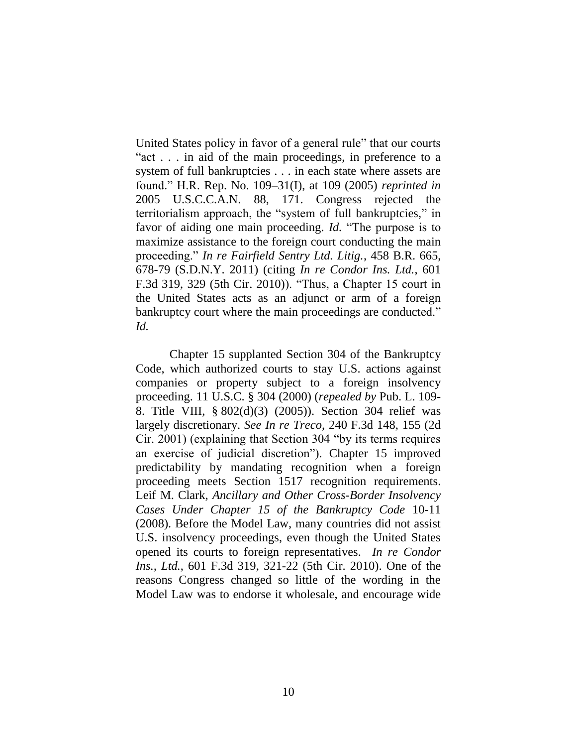United States policy in favor of a general rule" that our courts "act . . . in aid of the main proceedings, in preference to a system of full bankruptcies . . . in each state where assets are found." H.R. Rep. No. 109–31(I), at 109 (2005) *reprinted in* 2005 U.S.C.C.A.N. 88, 171. Congress rejected the territorialism approach, the "system of full bankruptcies," in favor of aiding one main proceeding. *Id.* "The purpose is to maximize assistance to the foreign court conducting the main proceeding." *In re Fairfield Sentry Ltd. Litig.*, 458 B.R. 665, 678-79 (S.D.N.Y. 2011) (citing *In re Condor Ins. Ltd.*, 601 F.3d 319, 329 (5th Cir. 2010)). "Thus, a Chapter 15 court in the United States acts as an adjunct or arm of a foreign bankruptcy court where the main proceedings are conducted." *Id.*

Chapter 15 supplanted Section 304 of the Bankruptcy Code, which authorized courts to stay U.S. actions against companies or property subject to a foreign insolvency proceeding. 11 U.S.C. § 304 (2000) (*repealed by* Pub. L. 109-8. Title VIII, § 802(d)(3) (2005)). Section 304 relief was largely discretionary. *See In re Treco*, 240 F.3d 148, 155 (2d Cir. 2001) (explaining that Section 304 "by its terms requires an exercise of judicial discretion"). Chapter 15 improved predictability by mandating recognition when a foreign proceeding meets Section 1517 recognition requirements. Leif M. Clark, *Ancillary and Other Cross-Border Insolvency Cases Under Chapter 15 of the Bankruptcy Code* 10-11 (2008). Before the Model Law, many countries did not assist U.S. insolvency proceedings, even though the United States opened its courts to foreign representatives. *In re Condor Ins., Ltd.*, 601 F.3d 319, 321-22 (5th Cir. 2010). One of the reasons Congress changed so little of the wording in the Model Law was to endorse it wholesale, and encourage wide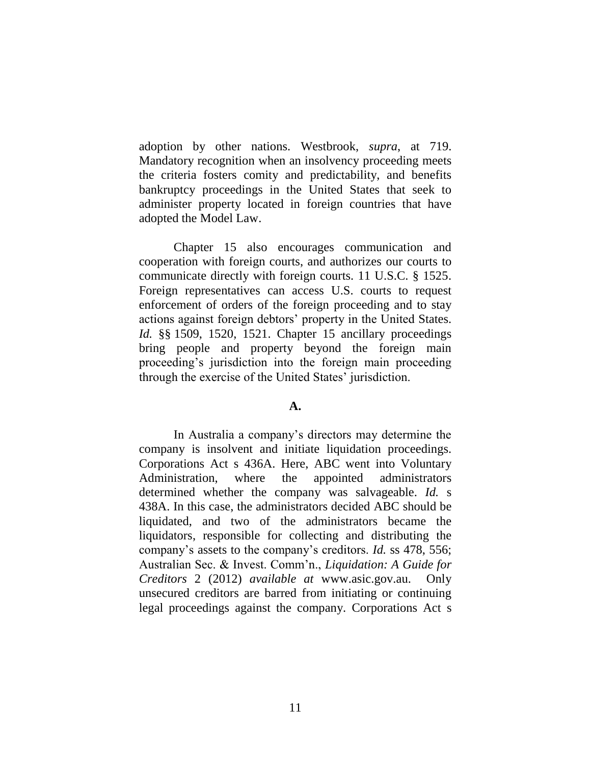adoption by other nations. Westbrook, *supra*, at 719. Mandatory recognition when an insolvency proceeding meets the criteria fosters comity and predictability, and benefits bankruptcy proceedings in the United States that seek to administer property located in foreign countries that have adopted the Model Law.

Chapter 15 also encourages communication and cooperation with foreign courts, and authorizes our courts to communicate directly with foreign courts. 11 U.S.C. § 1525. Foreign representatives can access U.S. courts to request enforcement of orders of the foreign proceeding and to stay actions against foreign debtors' property in the United States. *Id.* §§ 1509, 1520, 1521. Chapter 15 ancillary proceedings bring people and property beyond the foreign main proceeding's jurisdiction into the foreign main proceeding through the exercise of the United States' jurisdiction.

**A.**

In Australia a company's directors may determine the company is insolvent and initiate liquidation proceedings. Corporations Act s 436A. Here, ABC went into Voluntary Administration, where the appointed administrators determined whether the company was salvageable. *Id.* s 438A. In this case, the administrators decided ABC should be liquidated, and two of the administrators became the liquidators, responsible for collecting and distributing the company's assets to the company's creditors. *Id.* ss 478, 556; Australian Sec. & Invest. Comm'n., *Liquidation: A Guide for Creditors* 2 (2012) *available at* www.asic.gov.au. Only unsecured creditors are barred from initiating or continuing legal proceedings against the company. Corporations Act s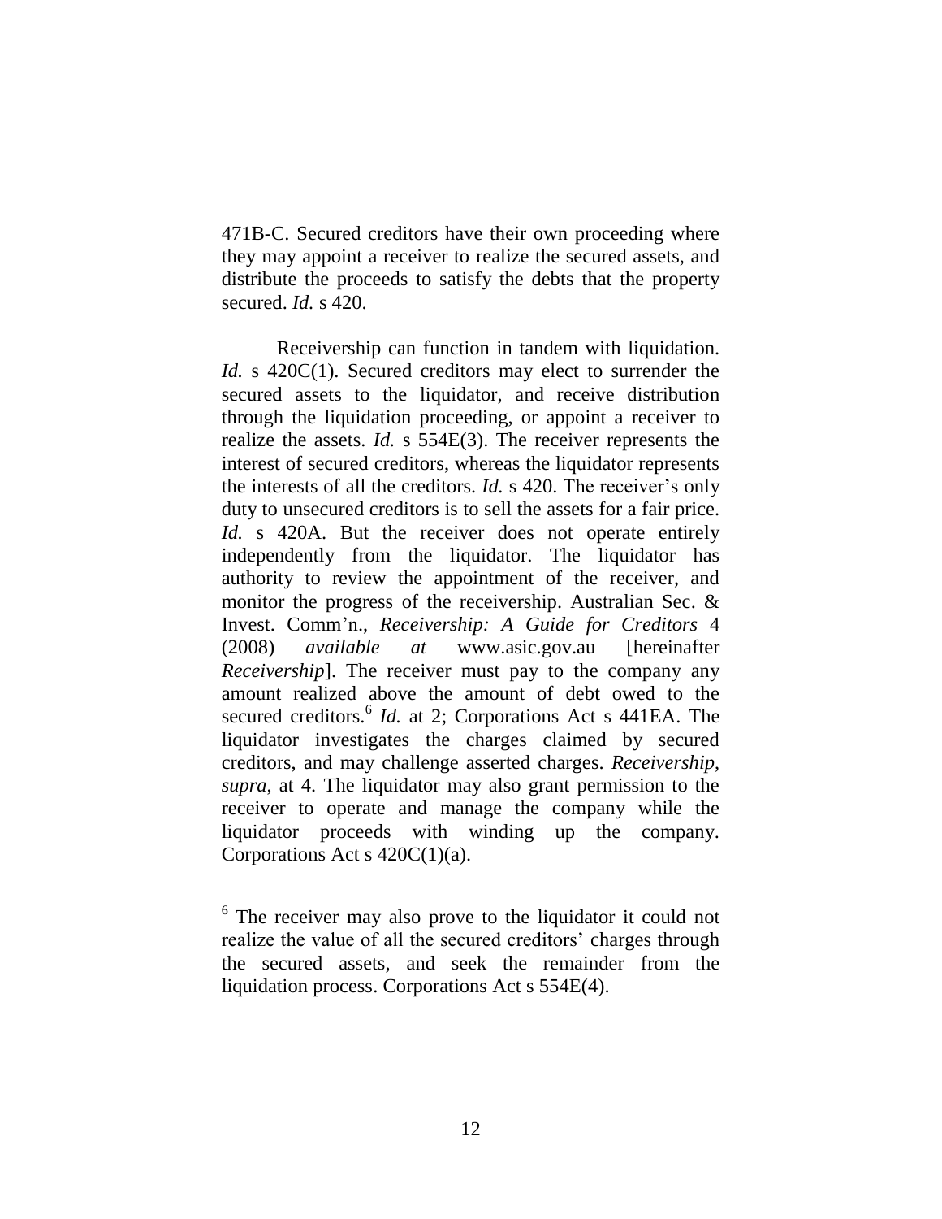471B-C. Secured creditors have their own proceeding where they may appoint a receiver to realize the secured assets, and distribute the proceeds to satisfy the debts that the property secured. *Id.* s 420.

Receivership can function in tandem with liquidation. *Id.* s 420C(1). Secured creditors may elect to surrender the secured assets to the liquidator, and receive distribution through the liquidation proceeding, or appoint a receiver to realize the assets. *Id.* s 554E(3). The receiver represents the interest of secured creditors, whereas the liquidator represents the interests of all the creditors. *Id.* s 420. The receiver's only duty to unsecured creditors is to sell the assets for a fair price. *Id.* s 420A. But the receiver does not operate entirely independently from the liquidator. The liquidator has authority to review the appointment of the receiver, and monitor the progress of the receivership. Australian Sec. & Invest. Comm'n., *Receivership: A Guide for Creditors* 4 (2008) *available at* www.asic.gov.au [hereinafter *Receivership*]. The receiver must pay to the company any amount realized above the amount of debt owed to the secured creditors.[6] *Id.* at 2; Corporations Act s 441EA. The liquidator investigates the charges claimed by secured creditors, and may challenge asserted charges. *Receivership*, *supra*, at 4. The liquidator may also grant permission to the receiver to operate and manage the company while the liquidator proceeds with winding up the company. Corporations Act s 420C(1)(a).

---

[6] The receiver may also prove to the liquidator it could not realize the value of all the secured creditors' charges through the secured assets, and seek the remainder from the liquidation process. Corporations Act s 554E(4).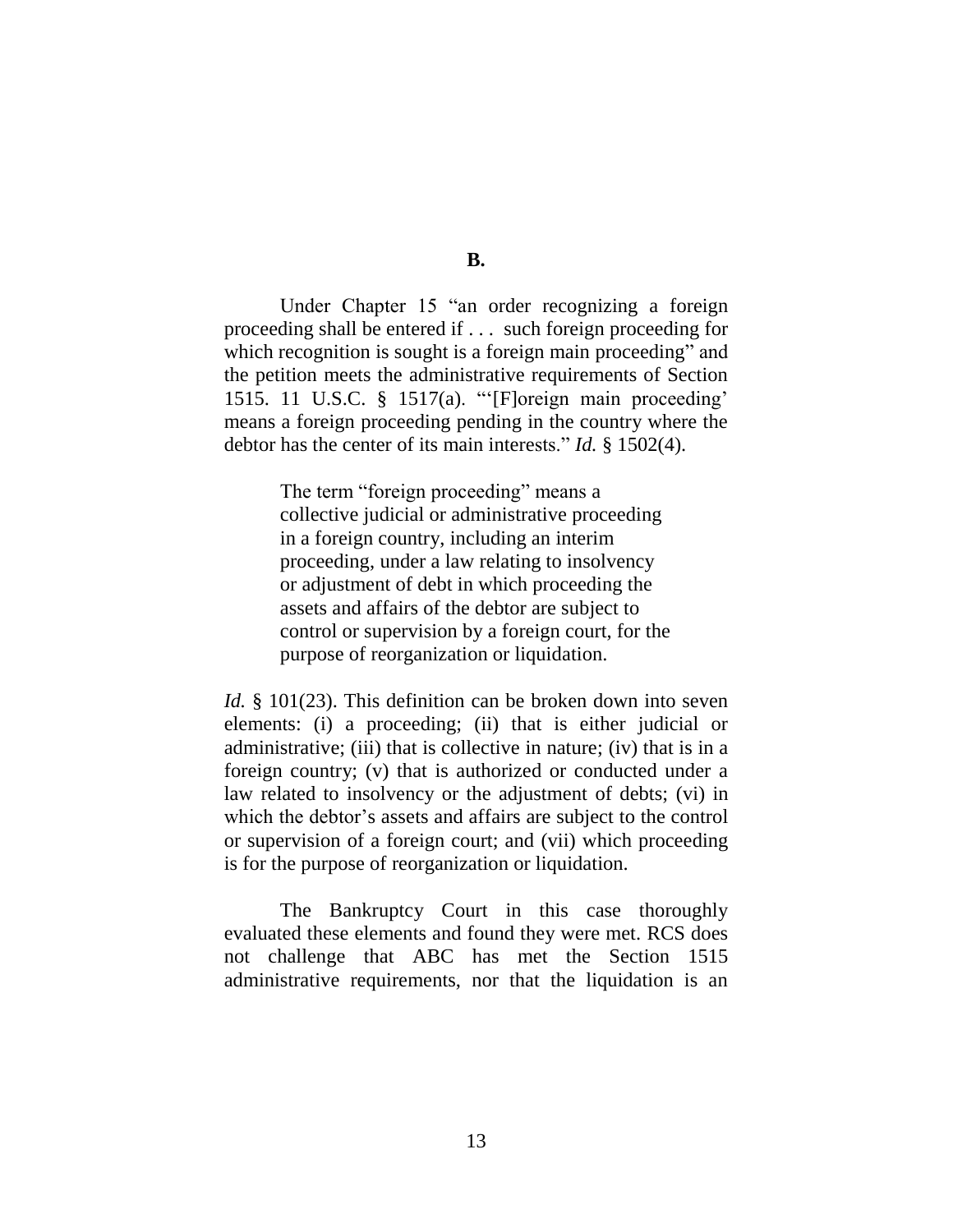### B.

Under Chapter 15 "an order recognizing a foreign proceeding shall be entered if . . . such foreign proceeding for which recognition is sought is a foreign main proceeding" and the petition meets the administrative requirements of Section 1515. 11 U.S.C. § 1517(a). "'[F]oreign main proceeding' means a foreign proceeding pending in the country where the debtor has the center of its main interests." *Id.* § 1502(4).

> The term "foreign proceeding" means a collective judicial or administrative proceeding in a foreign country, including an interim proceeding, under a law relating to insolvency or adjustment of debt in which proceeding the assets and affairs of the debtor are subject to control or supervision by a foreign court, for the purpose of reorganization or liquidation.

*Id.* § 101(23). This definition can be broken down into seven elements: (i) a proceeding; (ii) that is either judicial or administrative; (iii) that is collective in nature; (iv) that is in a foreign country; (v) that is authorized or conducted under a law related to insolvency or the adjustment of debts; (vi) in which the debtor's assets and affairs are subject to the control or supervision of a foreign court; and (vii) which proceeding is for the purpose of reorganization or liquidation.

The Bankruptcy Court in this case thoroughly evaluated these elements and found they were met. RCS does not challenge that ABC has met the Section 1515 administrative requirements, nor that the liquidation is an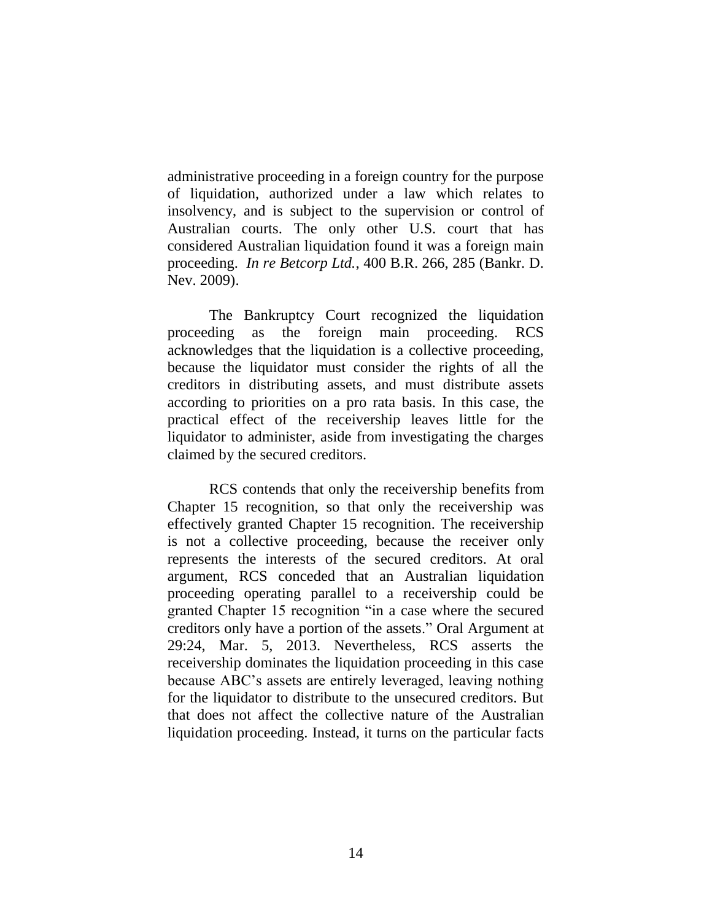administrative proceeding in a foreign country for the purpose of liquidation, authorized under a law which relates to insolvency, and is subject to the supervision or control of Australian courts. The only other U.S. court that has considered Australian liquidation found it was a foreign main proceeding. *In re Betcorp Ltd.*, 400 B.R. 266, 285 (Bankr. D. Nev. 2009).

The Bankruptcy Court recognized the liquidation proceeding as the foreign main proceeding. RCS acknowledges that the liquidation is a collective proceeding, because the liquidator must consider the rights of all the creditors in distributing assets, and must distribute assets according to priorities on a pro rata basis. In this case, the practical effect of the receivership leaves little for the liquidator to administer, aside from investigating the charges claimed by the secured creditors.

RCS contends that only the receivership benefits from Chapter 15 recognition, so that only the receivership was effectively granted Chapter 15 recognition. The receivership is not a collective proceeding, because the receiver only represents the interests of the secured creditors. At oral argument, RCS conceded that an Australian liquidation proceeding operating parallel to a receivership could be granted Chapter 15 recognition "in a case where the secured creditors only have a portion of the assets." Oral Argument at 29:24, Mar. 5, 2013. Nevertheless, RCS asserts the receivership dominates the liquidation proceeding in this case because ABC's assets are entirely leveraged, leaving nothing for the liquidator to distribute to the unsecured creditors. But that does not affect the collective nature of the Australian liquidation proceeding. Instead, it turns on the particular facts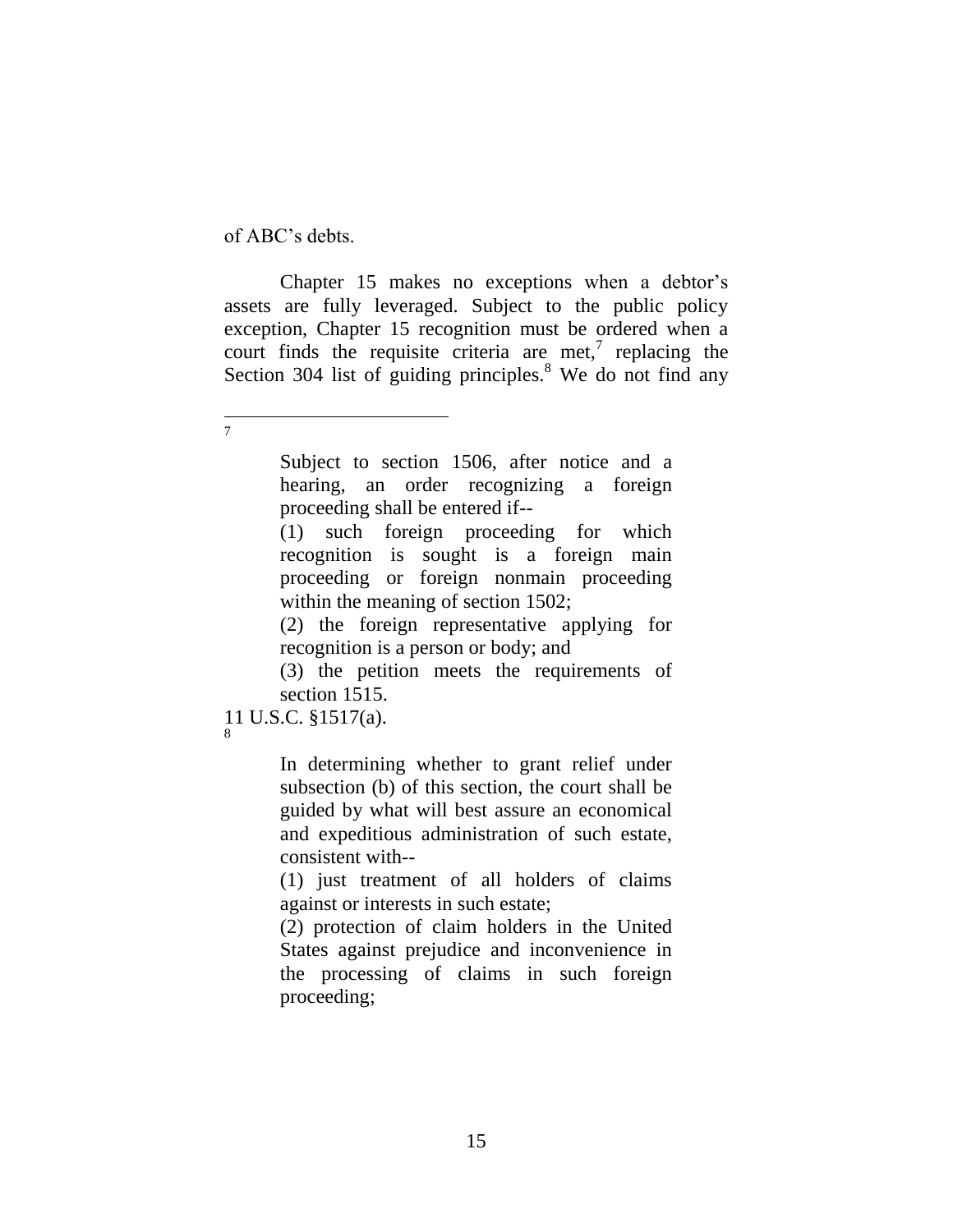of ABC's debts.

Chapter 15 makes no exceptions when a debtor's assets are fully leveraged. Subject to the public policy exception, Chapter 15 recognition must be ordered when a court finds the requisite criteria are met,[7] replacing the Section 304 list of guiding principles.[8] We do not find any

---

[7]

> Subject to section 1506, after notice and a hearing, an order recognizing a foreign proceeding shall be entered if--
>
> (1) such foreign proceeding for which recognition is sought is a foreign main proceeding or foreign nonmain proceeding within the meaning of section 1502;
>
> (2) the foreign representative applying for recognition is a person or body; and
>
> (3) the petition meets the requirements of section 1515.

11 U.S.C. §1517(a).

[8]

> In determining whether to grant relief under subsection (b) of this section, the court shall be guided by what will best assure an economical and expeditious administration of such estate, consistent with--
>
> (1) just treatment of all holders of claims against or interests in such estate;
>
> (2) protection of claim holders in the United States against prejudice and inconvenience in the processing of claims in such foreign proceeding;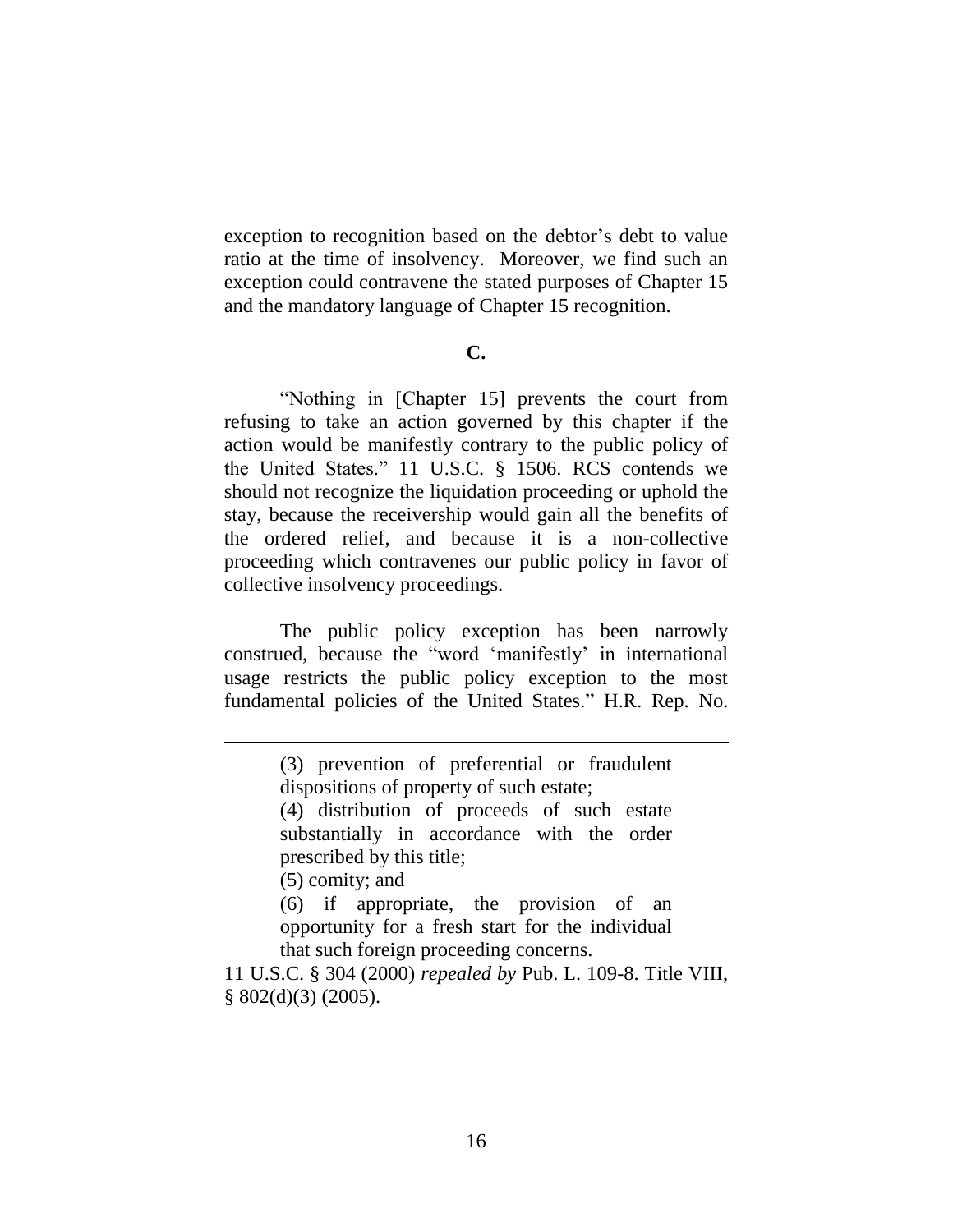exception to recognition based on the debtor's debt to value ratio at the time of insolvency. Moreover, we find such an exception could contravene the stated purposes of Chapter 15 and the mandatory language of Chapter 15 recognition.

**C.**

"Nothing in [Chapter 15] prevents the court from refusing to take an action governed by this chapter if the action would be manifestly contrary to the public policy of the United States." 11 U.S.C. § 1506. RCS contends we should not recognize the liquidation proceeding or uphold the stay, because the receivership would gain all the benefits of the ordered relief, and because it is a non-collective proceeding which contravenes our public policy in favor of collective insolvency proceedings.

The public policy exception has been narrowly construed, because the "word 'manifestly' in international usage restricts the public policy exception to the most fundamental policies of the United States." H.R. Rep. No.

---

> (3) prevention of preferential or fraudulent dispositions of property of such estate;
>
> (4) distribution of proceeds of such estate substantially in accordance with the order prescribed by this title;
>
> (5) comity; and
>
> (6) if appropriate, the provision of an opportunity for a fresh start for the individual that such foreign proceeding concerns.

11 U.S.C. § 304 (2000) *repealed by* Pub. L. 109-8. Title VIII, § 802(d)(3) (2005).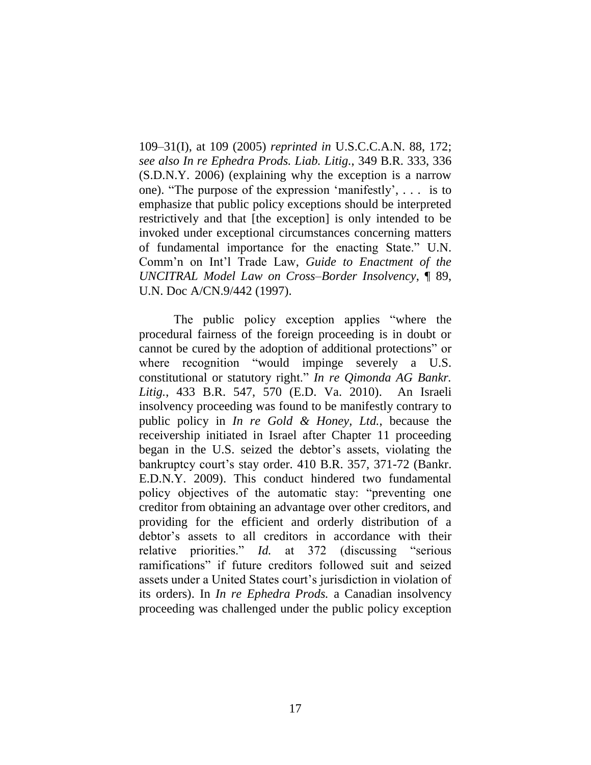109–31(I), at 109 (2005) *reprinted in* U.S.C.C.A.N. 88, 172; *see also In re Ephedra Prods. Liab. Litig.*, 349 B.R. 333, 336 (S.D.N.Y. 2006) (explaining why the exception is a narrow one). "The purpose of the expression 'manifestly', . . . is to emphasize that public policy exceptions should be interpreted restrictively and that [the exception] is only intended to be invoked under exceptional circumstances concerning matters of fundamental importance for the enacting State." U.N. Comm'n on Int'l Trade Law, *Guide to Enactment of the UNCITRAL Model Law on Cross–Border Insolvency*, ¶ 89, U.N. Doc A/CN.9/442 (1997).

The public policy exception applies "where the procedural fairness of the foreign proceeding is in doubt or cannot be cured by the adoption of additional protections" or where recognition "would impinge severely a U.S. constitutional or statutory right." *In re Qimonda AG Bankr. Litig.*, 433 B.R. 547, 570 (E.D. Va. 2010). An Israeli insolvency proceeding was found to be manifestly contrary to public policy in *In re Gold & Honey, Ltd.*, because the receivership initiated in Israel after Chapter 11 proceeding began in the U.S. seized the debtor's assets, violating the bankruptcy court's stay order. 410 B.R. 357, 371-72 (Bankr. E.D.N.Y. 2009). This conduct hindered two fundamental policy objectives of the automatic stay: "preventing one creditor from obtaining an advantage over other creditors, and providing for the efficient and orderly distribution of a debtor's assets to all creditors in accordance with their relative priorities." *Id.* at 372 (discussing "serious ramifications" if future creditors followed suit and seized assets under a United States court's jurisdiction in violation of its orders). In *In re Ephedra Prods.* a Canadian insolvency proceeding was challenged under the public policy exception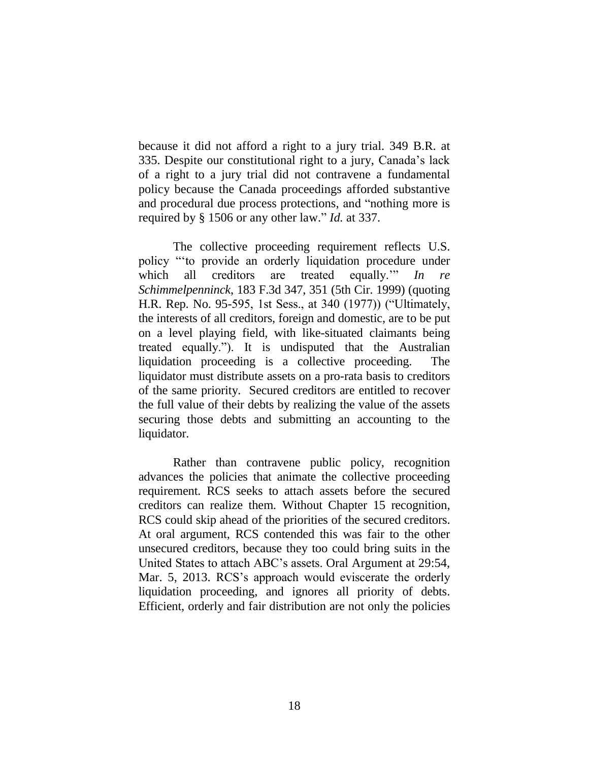because it did not afford a right to a jury trial. 349 B.R. at 335. Despite our constitutional right to a jury, Canada's lack of a right to a jury trial did not contravene a fundamental policy because the Canada proceedings afforded substantive and procedural due process protections, and "nothing more is required by § 1506 or any other law." *Id.* at 337.

The collective proceeding requirement reflects U.S. policy "'to provide an orderly liquidation procedure under which all creditors are treated equally.'" *In re Schimmelpenninck*, 183 F.3d 347, 351 (5th Cir. 1999) (quoting H.R. Rep. No. 95-595, 1st Sess., at 340 (1977)) ("Ultimately, the interests of all creditors, foreign and domestic, are to be put on a level playing field, with like-situated claimants being treated equally."). It is undisputed that the Australian liquidation proceeding is a collective proceeding. The liquidator must distribute assets on a pro-rata basis to creditors of the same priority. Secured creditors are entitled to recover the full value of their debts by realizing the value of the assets securing those debts and submitting an accounting to the liquidator.

Rather than contravene public policy, recognition advances the policies that animate the collective proceeding requirement. RCS seeks to attach assets before the secured creditors can realize them. Without Chapter 15 recognition, RCS could skip ahead of the priorities of the secured creditors. At oral argument, RCS contended this was fair to the other unsecured creditors, because they too could bring suits in the United States to attach ABC's assets. Oral Argument at 29:54, Mar. 5, 2013. RCS's approach would eviscerate the orderly liquidation proceeding, and ignores all priority of debts. Efficient, orderly and fair distribution are not only the policies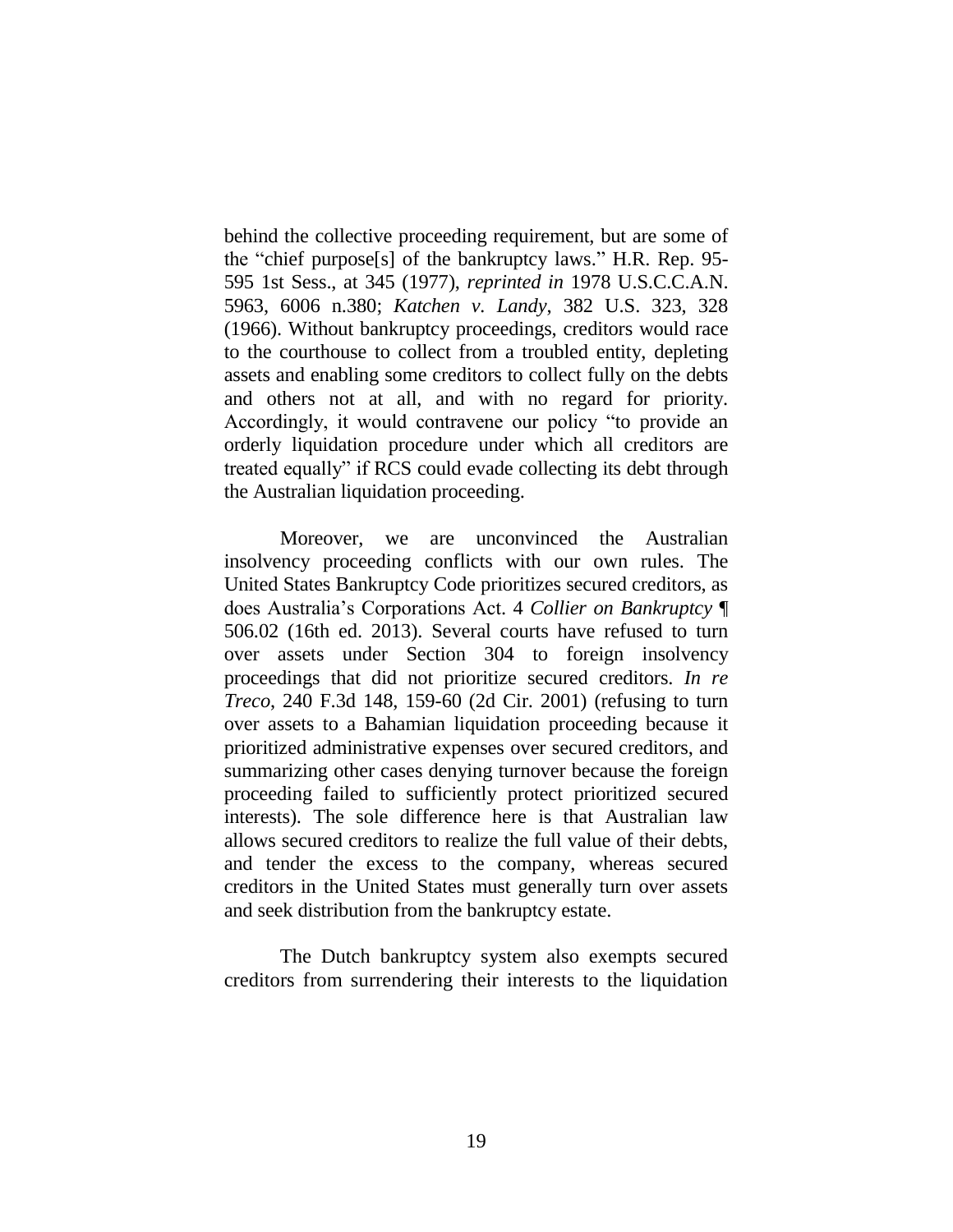behind the collective proceeding requirement, but are some of the "chief purpose[s] of the bankruptcy laws." H.R. Rep. 95-595 1st Sess., at 345 (1977), *reprinted in* 1978 U.S.C.C.A.N. 5963, 6006 n.380; *Katchen v. Landy*, 382 U.S. 323, 328 (1966). Without bankruptcy proceedings, creditors would race to the courthouse to collect from a troubled entity, depleting assets and enabling some creditors to collect fully on the debts and others not at all, and with no regard for priority. Accordingly, it would contravene our policy "to provide an orderly liquidation procedure under which all creditors are treated equally" if RCS could evade collecting its debt through the Australian liquidation proceeding.

Moreover, we are unconvinced the Australian insolvency proceeding conflicts with our own rules. The United States Bankruptcy Code prioritizes secured creditors, as does Australia's Corporations Act. 4 *Collier on Bankruptcy* ¶ 506.02 (16th ed. 2013). Several courts have refused to turn over assets under Section 304 to foreign insolvency proceedings that did not prioritize secured creditors. *In re Treco*, 240 F.3d 148, 159-60 (2d Cir. 2001) (refusing to turn over assets to a Bahamian liquidation proceeding because it prioritized administrative expenses over secured creditors, and summarizing other cases denying turnover because the foreign proceeding failed to sufficiently protect prioritized secured interests). The sole difference here is that Australian law allows secured creditors to realize the full value of their debts, and tender the excess to the company, whereas secured creditors in the United States must generally turn over assets and seek distribution from the bankruptcy estate.

The Dutch bankruptcy system also exempts secured creditors from surrendering their interests to the liquidation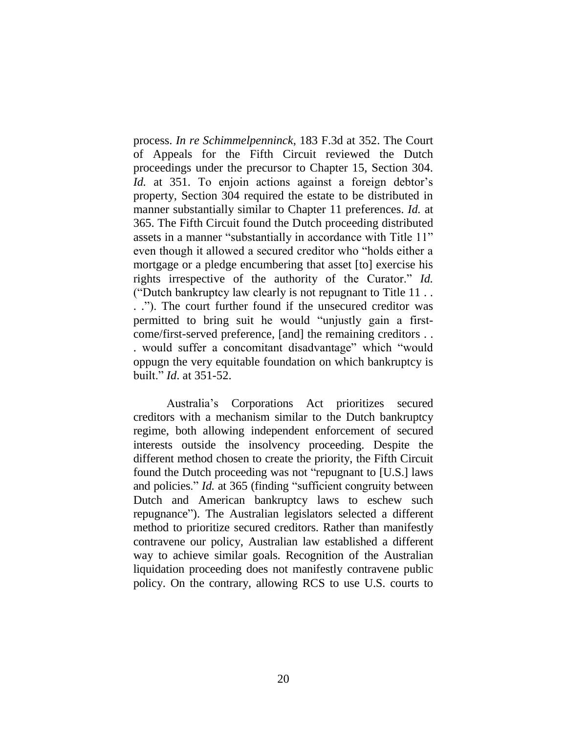process. *In re Schimmelpenninck*, 183 F.3d at 352. The Court of Appeals for the Fifth Circuit reviewed the Dutch proceedings under the precursor to Chapter 15, Section 304. *Id.* at 351. To enjoin actions against a foreign debtor's property, Section 304 required the estate to be distributed in manner substantially similar to Chapter 11 preferences. *Id.* at 365. The Fifth Circuit found the Dutch proceeding distributed assets in a manner "substantially in accordance with Title 11" even though it allowed a secured creditor who "holds either a mortgage or a pledge encumbering that asset [to] exercise his rights irrespective of the authority of the Curator." *Id.* ("Dutch bankruptcy law clearly is not repugnant to Title 11 . . . ."). The court further found if the unsecured creditor was permitted to bring suit he would "unjustly gain a first-come/first-served preference, [and] the remaining creditors . . . would suffer a concomitant disadvantage" which "would oppugn the very equitable foundation on which bankruptcy is built." *Id*. at 351-52.

Australia's Corporations Act prioritizes secured creditors with a mechanism similar to the Dutch bankruptcy regime, both allowing independent enforcement of secured interests outside the insolvency proceeding. Despite the different method chosen to create the priority, the Fifth Circuit found the Dutch proceeding was not "repugnant to [U.S.] laws and policies." *Id.* at 365 (finding "sufficient congruity between Dutch and American bankruptcy laws to eschew such repugnance"). The Australian legislators selected a different method to prioritize secured creditors. Rather than manifestly contravene our policy, Australian law established a different way to achieve similar goals. Recognition of the Australian liquidation proceeding does not manifestly contravene public policy. On the contrary, allowing RCS to use U.S. courts to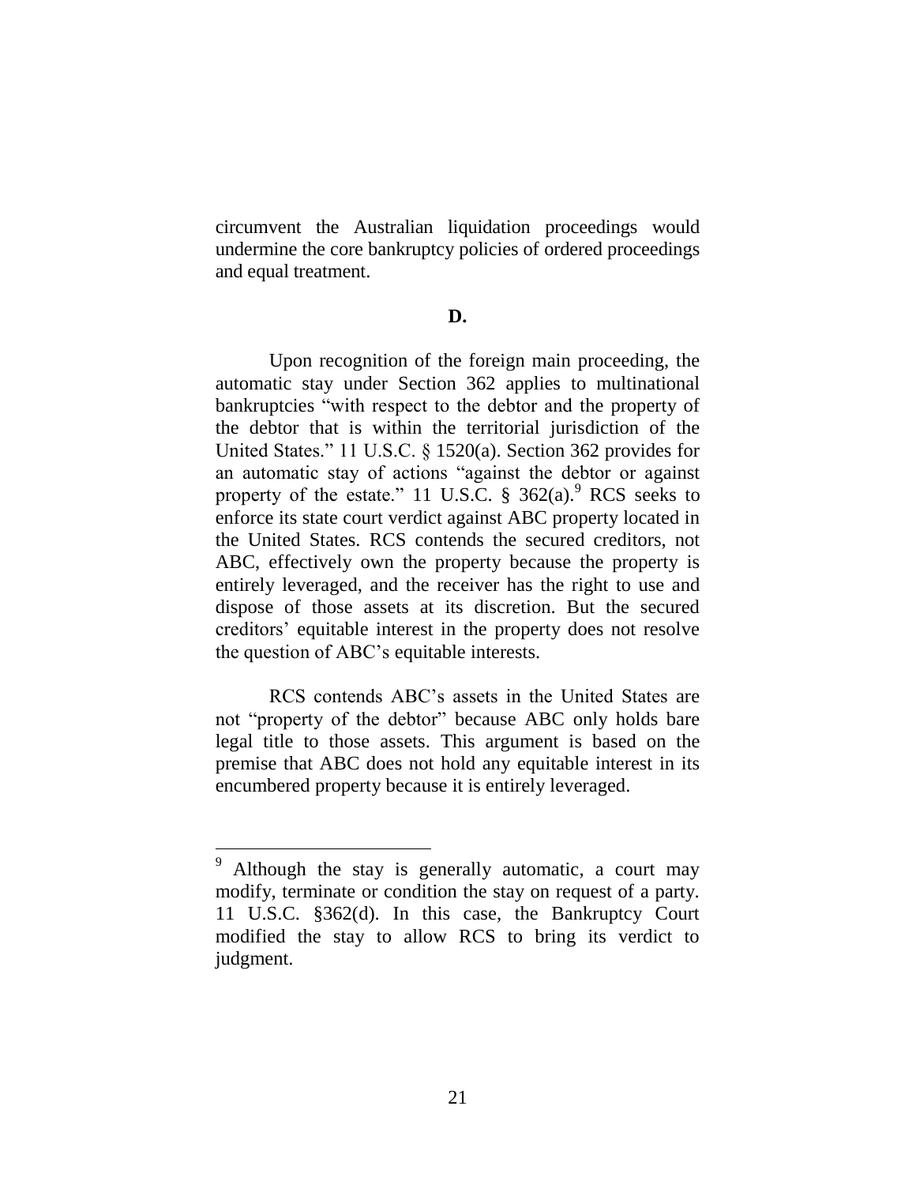circumvent the Australian liquidation proceedings would undermine the core bankruptcy policies of ordered proceedings and equal treatment.

**D.**

Upon recognition of the foreign main proceeding, the automatic stay under Section 362 applies to multinational bankruptcies "with respect to the debtor and the property of the debtor that is within the territorial jurisdiction of the United States." 11 U.S.C. § 1520(a). Section 362 provides for an automatic stay of actions "against the debtor or against property of the estate." 11 U.S.C. § 362(a).[9] RCS seeks to enforce its state court verdict against ABC property located in the United States. RCS contends the secured creditors, not ABC, effectively own the property because the property is entirely leveraged, and the receiver has the right to use and dispose of those assets at its discretion. But the secured creditors' equitable interest in the property does not resolve the question of ABC's equitable interests.

RCS contends ABC's assets in the United States are not "property of the debtor" because ABC only holds bare legal title to those assets. This argument is based on the premise that ABC does not hold any equitable interest in its encumbered property because it is entirely leveraged.

---

[9] Although the stay is generally automatic, a court may modify, terminate or condition the stay on request of a party. 11 U.S.C. §362(d). In this case, the Bankruptcy Court modified the stay to allow RCS to bring its verdict to judgment.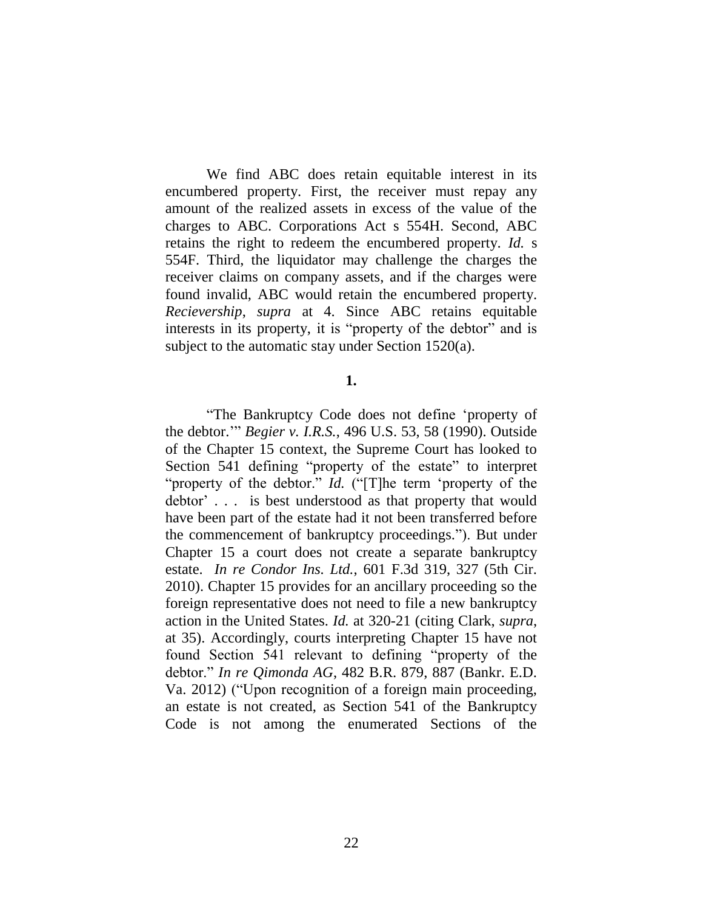We find ABC does retain equitable interest in its encumbered property. First, the receiver must repay any amount of the realized assets in excess of the value of the charges to ABC. Corporations Act s 554H. Second, ABC retains the right to redeem the encumbered property. *Id.* s 554F. Third, the liquidator may challenge the charges the receiver claims on company assets, and if the charges were found invalid, ABC would retain the encumbered property. *Recievership*, *supra* at 4. Since ABC retains equitable interests in its property, it is "property of the debtor" and is subject to the automatic stay under Section 1520(a).

**1.**

"The Bankruptcy Code does not define 'property of the debtor.'" *Begier v. I.R.S.*, 496 U.S. 53, 58 (1990). Outside of the Chapter 15 context, the Supreme Court has looked to Section 541 defining "property of the estate" to interpret "property of the debtor." *Id.* ("[T]he term 'property of the debtor' . . . is best understood as that property that would have been part of the estate had it not been transferred before the commencement of bankruptcy proceedings."). But under Chapter 15 a court does not create a separate bankruptcy estate. *In re Condor Ins. Ltd.*, 601 F.3d 319, 327 (5th Cir. 2010). Chapter 15 provides for an ancillary proceeding so the foreign representative does not need to file a new bankruptcy action in the United States. *Id.* at 320-21 (citing Clark, *supra*, at 35). Accordingly, courts interpreting Chapter 15 have not found Section 541 relevant to defining "property of the debtor." *In re Qimonda AG*, 482 B.R. 879, 887 (Bankr. E.D. Va. 2012) ("Upon recognition of a foreign main proceeding, an estate is not created, as Section 541 of the Bankruptcy Code is not among the enumerated Sections of the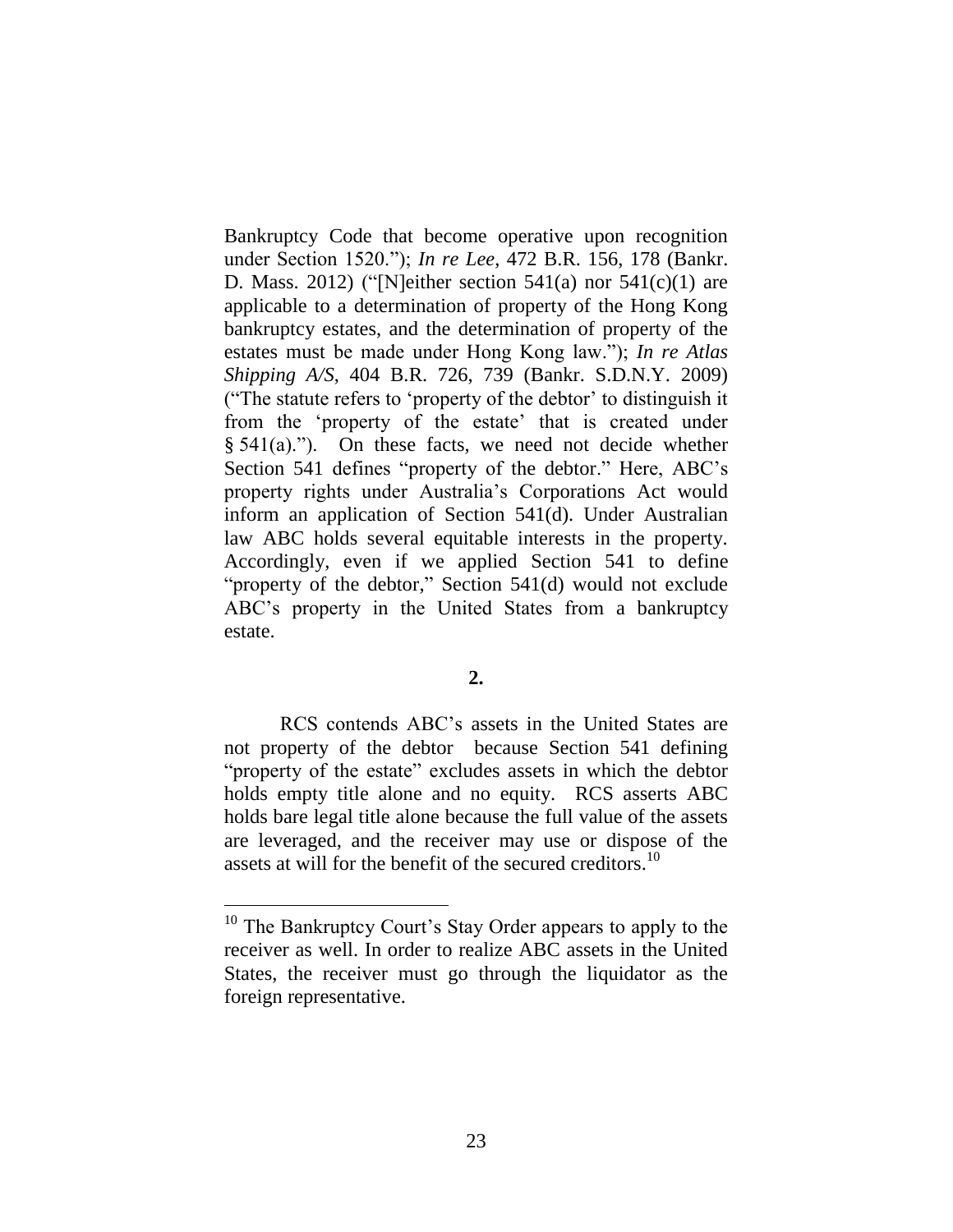Bankruptcy Code that become operative upon recognition under Section 1520."); *In re Lee*, 472 B.R. 156, 178 (Bankr. D. Mass. 2012) ("[N]either section 541(a) nor 541(c)(1) are applicable to a determination of property of the Hong Kong bankruptcy estates, and the determination of property of the estates must be made under Hong Kong law."); *In re Atlas Shipping A/S*, 404 B.R. 726, 739 (Bankr. S.D.N.Y. 2009) ("The statute refers to 'property of the debtor' to distinguish it from the 'property of the estate' that is created under § 541(a)."). On these facts, we need not decide whether Section 541 defines "property of the debtor." Here, ABC's property rights under Australia's Corporations Act would inform an application of Section 541(d). Under Australian law ABC holds several equitable interests in the property. Accordingly, even if we applied Section 541 to define "property of the debtor," Section 541(d) would not exclude ABC's property in the United States from a bankruptcy estate.

**2.**

RCS contends ABC's assets in the United States are not property of the debtor because Section 541 defining "property of the estate" excludes assets in which the debtor holds empty title alone and no equity. RCS asserts ABC holds bare legal title alone because the full value of the assets are leveraged, and the receiver may use or dispose of the assets at will for the benefit of the secured creditors.[10]

[10] The Bankruptcy Court's Stay Order appears to apply to the receiver as well. In order to realize ABC assets in the United States, the receiver must go through the liquidator as the foreign representative.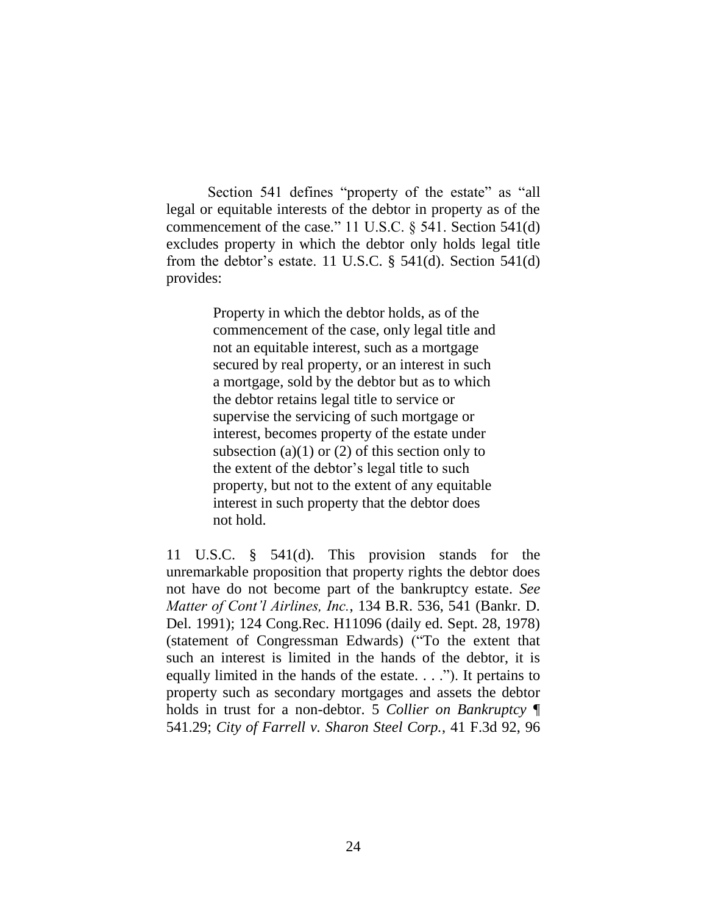Section 541 defines "property of the estate" as "all legal or equitable interests of the debtor in property as of the commencement of the case." 11 U.S.C. § 541. Section 541(d) excludes property in which the debtor only holds legal title from the debtor's estate. 11 U.S.C. § 541(d). Section 541(d) provides:

> Property in which the debtor holds, as of the commencement of the case, only legal title and not an equitable interest, such as a mortgage secured by real property, or an interest in such a mortgage, sold by the debtor but as to which the debtor retains legal title to service or supervise the servicing of such mortgage or interest, becomes property of the estate under subsection (a)(1) or (2) of this section only to the extent of the debtor's legal title to such property, but not to the extent of any equitable interest in such property that the debtor does not hold.

11 U.S.C. § 541(d). This provision stands for the unremarkable proposition that property rights the debtor does not have do not become part of the bankruptcy estate. *See Matter of Cont'l Airlines, Inc.*, 134 B.R. 536, 541 (Bankr. D. Del. 1991); 124 Cong.Rec. H11096 (daily ed. Sept. 28, 1978) (statement of Congressman Edwards) ("To the extent that such an interest is limited in the hands of the debtor, it is equally limited in the hands of the estate. . . ."). It pertains to property such as secondary mortgages and assets the debtor holds in trust for a non-debtor. 5 *Collier on Bankruptcy* ¶ 541.29; *City of Farrell v. Sharon Steel Corp.*, 41 F.3d 92, 96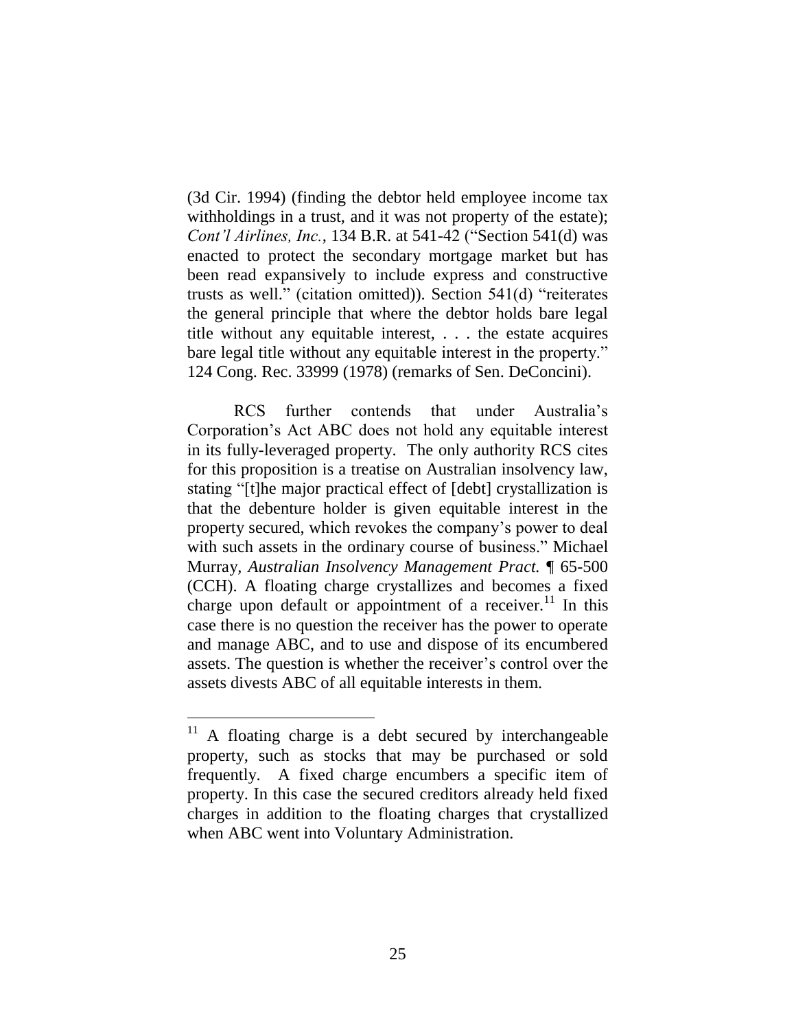(3d Cir. 1994) (finding the debtor held employee income tax withholdings in a trust, and it was not property of the estate); *Cont'l Airlines, Inc.*, 134 B.R. at 541-42 ("Section 541(d) was enacted to protect the secondary mortgage market but has been read expansively to include express and constructive trusts as well." (citation omitted)). Section 541(d) "reiterates the general principle that where the debtor holds bare legal title without any equitable interest, . . . the estate acquires bare legal title without any equitable interest in the property." 124 Cong. Rec. 33999 (1978) (remarks of Sen. DeConcini).

RCS further contends that under Australia's Corporation's Act ABC does not hold any equitable interest in its fully-leveraged property. The only authority RCS cites for this proposition is a treatise on Australian insolvency law, stating "[t]he major practical effect of [debt] crystallization is that the debenture holder is given equitable interest in the property secured, which revokes the company's power to deal with such assets in the ordinary course of business." Michael Murray, *Australian Insolvency Management Pract.* ¶ 65-500 (CCH). A floating charge crystallizes and becomes a fixed charge upon default or appointment of a receiver.[11] In this case there is no question the receiver has the power to operate and manage ABC, and to use and dispose of its encumbered assets. The question is whether the receiver's control over the assets divests ABC of all equitable interests in them.

---

[11] A floating charge is a debt secured by interchangeable property, such as stocks that may be purchased or sold frequently. A fixed charge encumbers a specific item of property. In this case the secured creditors already held fixed charges in addition to the floating charges that crystallized when ABC went into Voluntary Administration.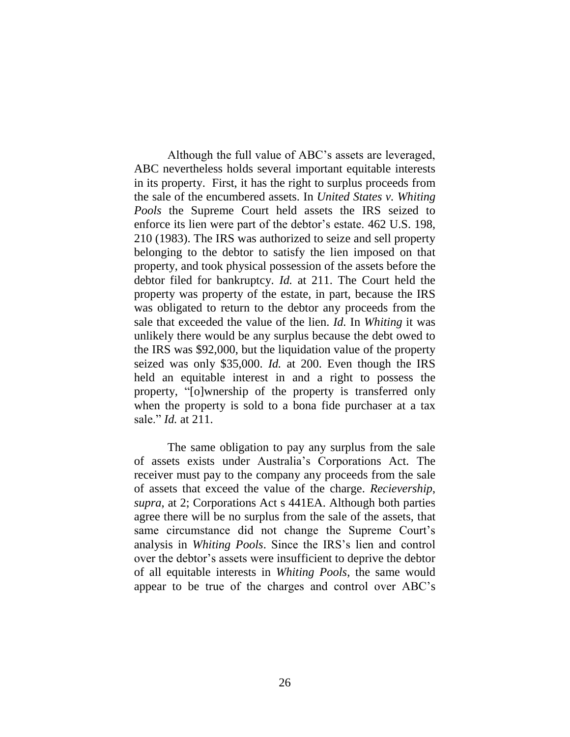Although the full value of ABC's assets are leveraged, ABC nevertheless holds several important equitable interests in its property. First, it has the right to surplus proceeds from the sale of the encumbered assets. In *United States v. Whiting Pools* the Supreme Court held assets the IRS seized to enforce its lien were part of the debtor's estate. 462 U.S. 198, 210 (1983). The IRS was authorized to seize and sell property belonging to the debtor to satisfy the lien imposed on that property, and took physical possession of the assets before the debtor filed for bankruptcy. *Id.* at 211. The Court held the property was property of the estate, in part, because the IRS was obligated to return to the debtor any proceeds from the sale that exceeded the value of the lien. *Id.* In *Whiting* it was unlikely there would be any surplus because the debt owed to the IRS was $92,000, but the liquidation value of the property seized was only $35,000. *Id.* at 200. Even though the IRS held an equitable interest in and a right to possess the property, "[o]wnership of the property is transferred only when the property is sold to a bona fide purchaser at a tax sale." *Id.* at 211.

The same obligation to pay any surplus from the sale of assets exists under Australia's Corporations Act. The receiver must pay to the company any proceeds from the sale of assets that exceed the value of the charge. *Recieversship*, *supra*, at 2; Corporations Act s 441EA. Although both parties agree there will be no surplus from the sale of the assets, that same circumstance did not change the Supreme Court's analysis in *Whiting Pools*. Since the IRS's lien and control over the debtor's assets were insufficient to deprive the debtor of all equitable interests in *Whiting Pools*, the same would appear to be true of the charges and control over ABC's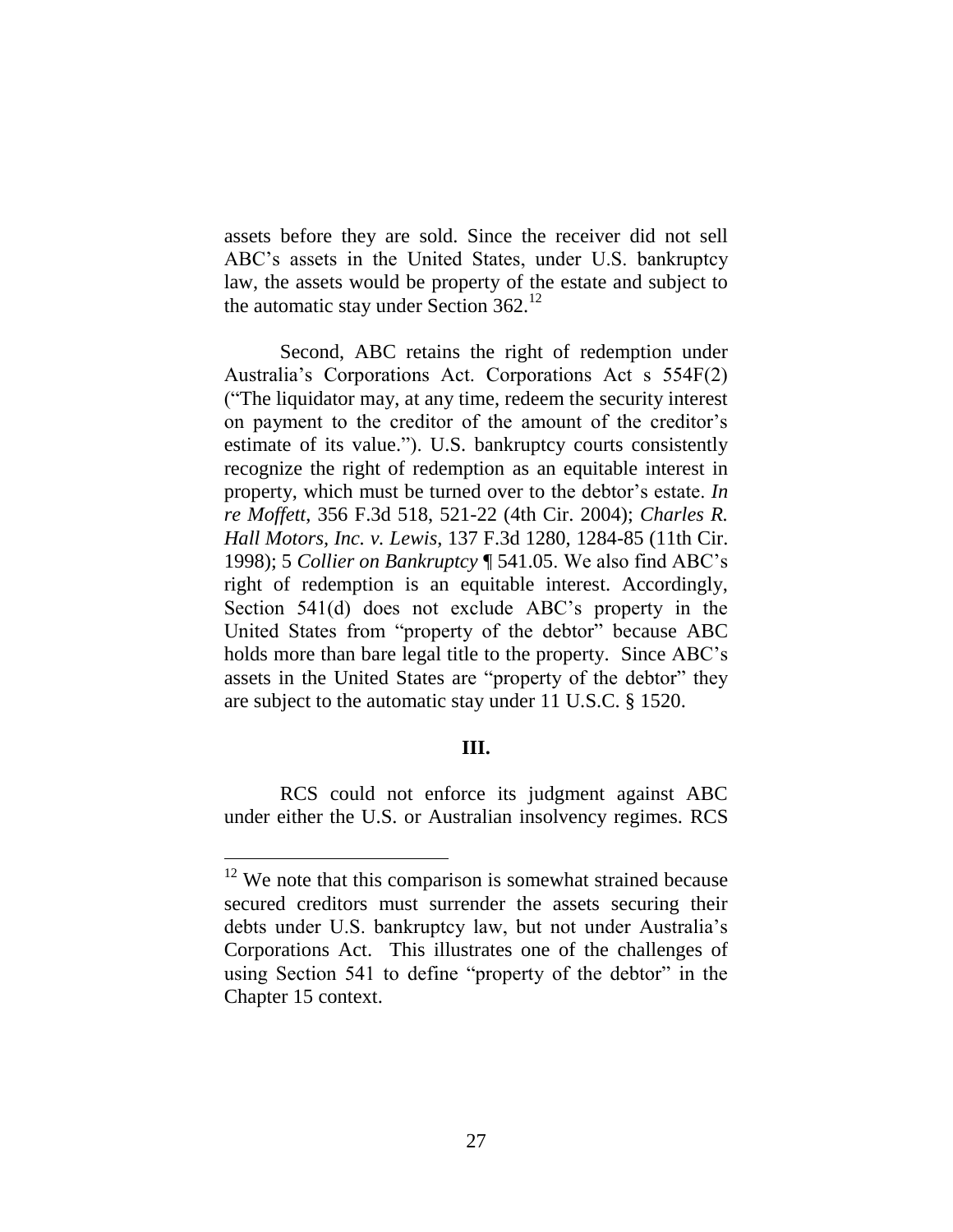assets before they are sold. Since the receiver did not sell ABC's assets in the United States, under U.S. bankruptcy law, the assets would be property of the estate and subject to the automatic stay under Section 362.[12]

Second, ABC retains the right of redemption under Australia's Corporations Act. Corporations Act s 554F(2) ("The liquidator may, at any time, redeem the security interest on payment to the creditor of the amount of the creditor's estimate of its value."). U.S. bankruptcy courts consistently recognize the right of redemption as an equitable interest in property, which must be turned over to the debtor's estate. *In re Moffett*, 356 F.3d 518, 521-22 (4th Cir. 2004); *Charles R. Hall Motors, Inc. v. Lewis*, 137 F.3d 1280, 1284-85 (11th Cir. 1998); 5 *Collier on Bankruptcy* ¶ 541.05. We also find ABC's right of redemption is an equitable interest. Accordingly, Section 541(d) does not exclude ABC's property in the United States from "property of the debtor" because ABC holds more than bare legal title to the property. Since ABC's assets in the United States are "property of the debtor" they are subject to the automatic stay under 11 U.S.C. § 1520.

### III.

RCS could not enforce its judgment against ABC under either the U.S. or Australian insolvency regimes. RCS

[12] We note that this comparison is somewhat strained because secured creditors must surrender the assets securing their debts under U.S. bankruptcy law, but not under Australia's Corporations Act. This illustrates one of the challenges of using Section 541 to define "property of the debtor" in the Chapter 15 context.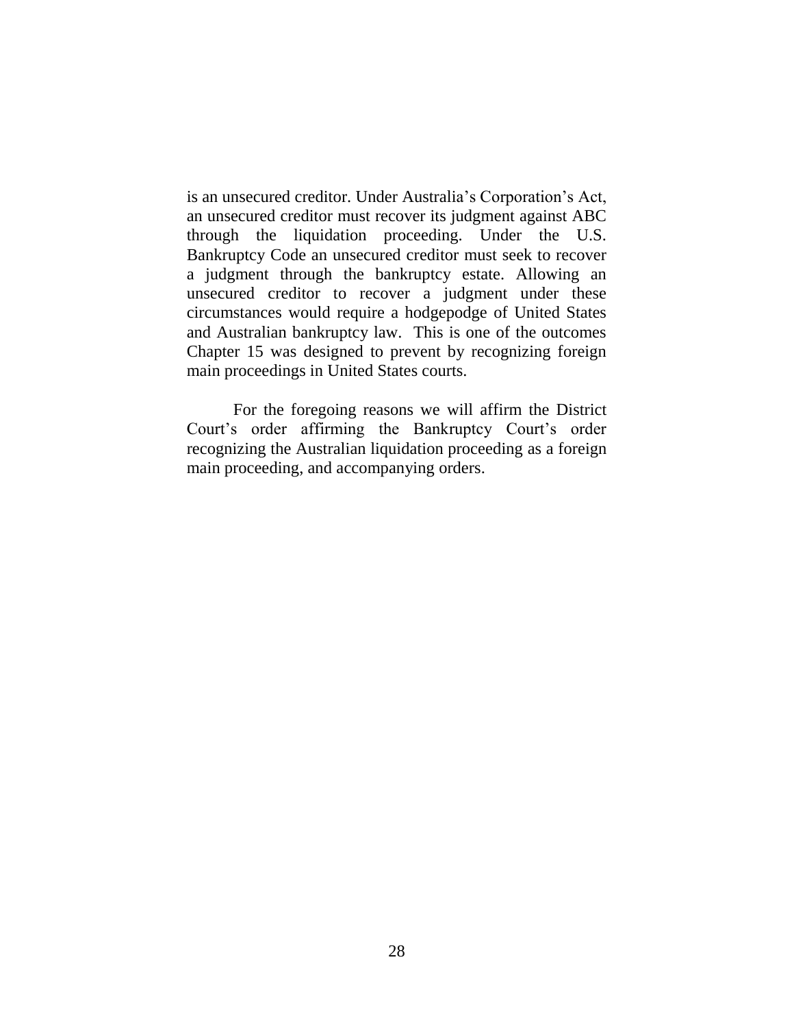is an unsecured creditor. Under Australia's Corporation's Act, an unsecured creditor must recover its judgment against ABC through the liquidation proceeding. Under the U.S. Bankruptcy Code an unsecured creditor must seek to recover a judgment through the bankruptcy estate. Allowing an unsecured creditor to recover a judgment under these circumstances would require a hodgepodge of United States and Australian bankruptcy law. This is one of the outcomes Chapter 15 was designed to prevent by recognizing foreign main proceedings in United States courts.

For the foregoing reasons we will affirm the District Court's order affirming the Bankruptcy Court's order recognizing the Australian liquidation proceeding as a foreign main proceeding, and accompanying orders.